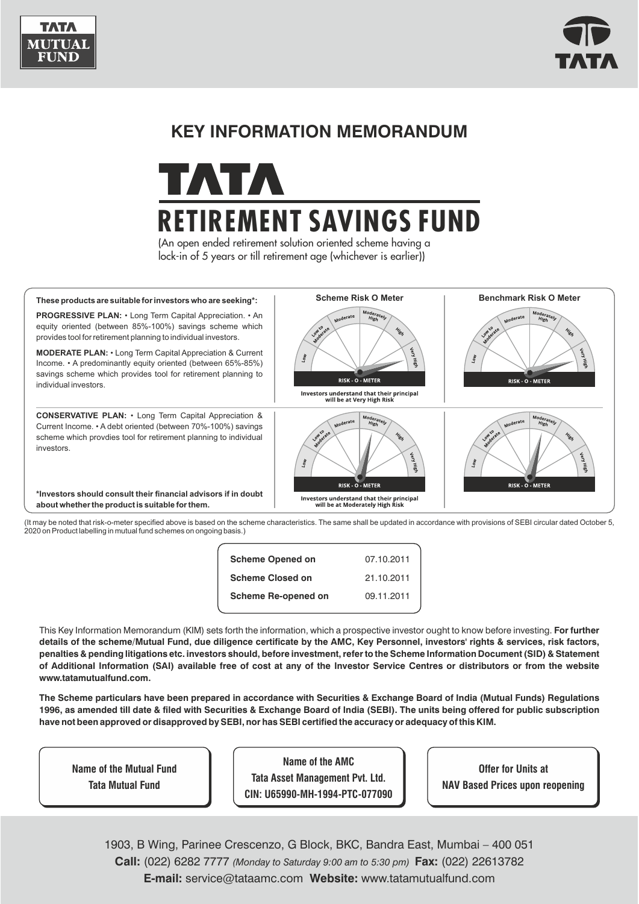# KEY INFORMATION MEMORANDUM

# TATA RETIREMENT SAVINGS FUND

(An open ended retirement solution oriented scheme having a lock-in of 5 years or till retirement age (whichever is earlier))

| These products are suitable for investors who are seeking*: | Scheme Risk O Meter | Benchmark Risk O Meter |
|---|---|---|
| **PROGRESSIVE PLAN:** • Long Term Capital Appreciation. • An equity oriented (between 85%-100%) savings scheme which provides tool for retirement planning to individual investors.<br>**MODERATE PLAN:** • Long Term Capital Appreciation & Current Income. • A predominantly equity oriented (between 65%-85%) savings scheme which provides tool for retirement planning to individual investors. | RISK - O - METER<br>Investors understand that their principal will be at Very High Risk | RISK - O - METER |
| **CONSERVATIVE PLAN:** • Long Term Capital Appreciation & Current Income. • A debt oriented (between 70%-100%) savings scheme which provdies tool for retirement planning to individual investors. | RISK - O - METER<br>Investors understand that their principal will be at Moderately High Risk | RISK - O - METER |

***Investors should consult their financial advisors if in doubt about whether the product is suitable for them.**

(It may be noted that risk-o-meter specified above is based on the scheme characteristics. The same shall be updated in accordance with provisions of SEBI circular dated October 5, 2020 on Product labelling in mutual fund schemes on ongoing basis.)

| | |
|---|---|
| **Scheme Opened on** | 07.10.2011 |
| **Scheme Closed on** | 21.10.2011 |
| **Scheme Re-opened on** | 09.11.2011 |

This Key Information Memorandum (KIM) sets forth the information, which a prospective investor ought to know before investing. **For further details of the scheme/Mutual Fund, due diligence certificate by the AMC, Key Personnel, investors' rights & services, risk factors, penalties & pending litigations etc. investors should, before investment, refer to the Scheme Information Document (SID) & Statement of Additional Information (SAI) available free of cost at any of the Investor Service Centres or distributors or from the website www.tatamutualfund.com.**

**The Scheme particulars have been prepared in accordance with Securities & Exchange Board of India (Mutual Funds) Regulations 1996, as amended till date & filed with Securities & Exchange Board of India (SEBI). The units being offered for public subscription have not been approved or disapproved by SEBI, nor has SEBI certified the accuracy or adequacy of this KIM.**

| Name of the Mutual Fund | Name of the AMC | Offer for Units at |
|---|---|---|
| Tata Mutual Fund | Tata Asset Management Pvt. Ltd.<br>CIN: U65990-MH-1994-PTC-077090 | NAV Based Prices upon reopening |

1903, B Wing, Parinee Crescenzo, G Block, BKC, Bandra East, Mumbai – 400 051

**Call:** (022) 6282 7777 *(Monday to Saturday 9:00 am to 5:30 pm)* **Fax:** (022) 22613782

**E-mail:** service@tataamc.com **Website:** www.tatamutualfund.com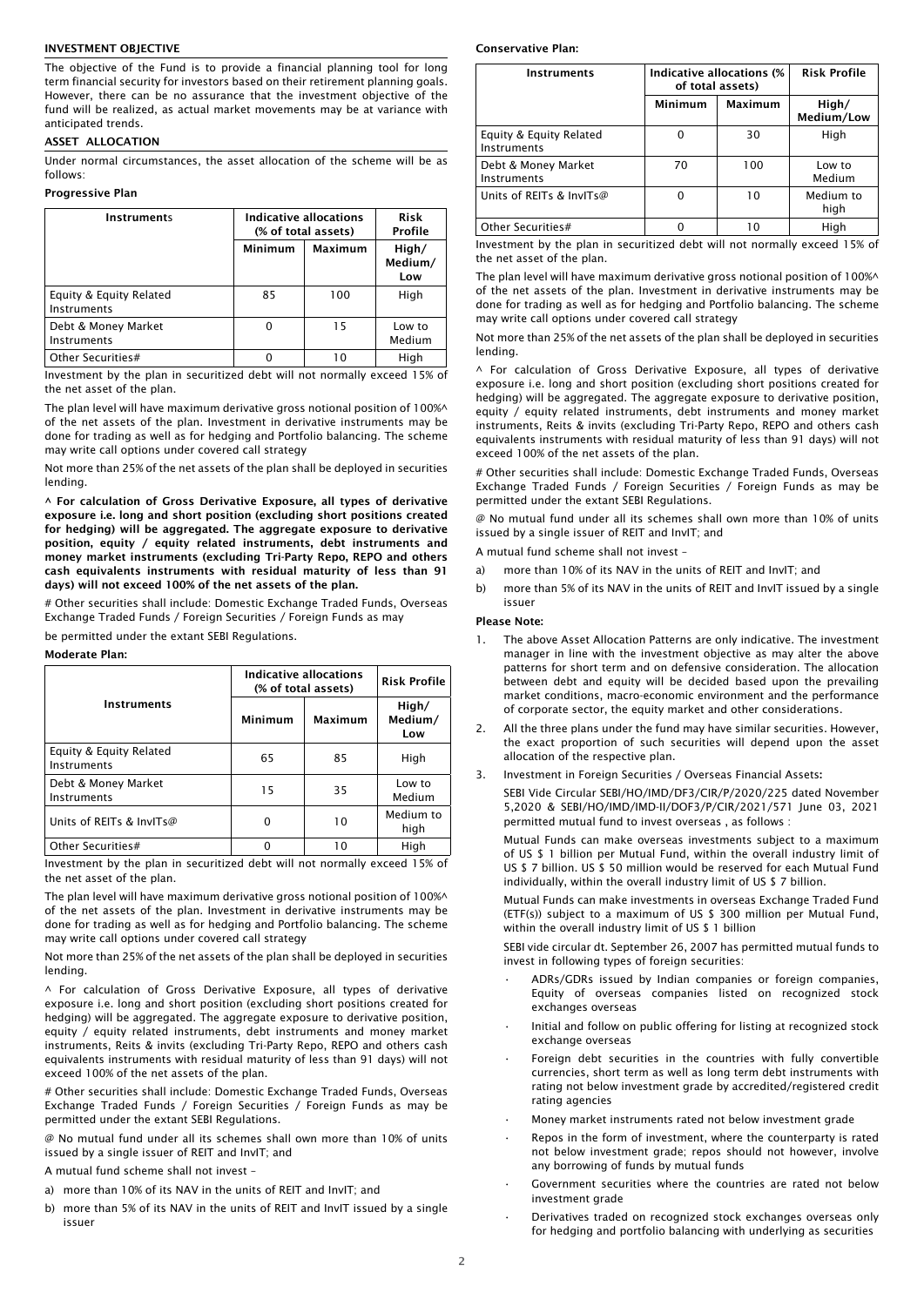## INVESTMENT OBJECTIVE

The objective of the Fund is to provide a financial planning tool for long term financial security for investors based on their retirement planning goals. However, there can be no assurance that the investment objective of the fund will be realized, as actual market movements may be at variance with anticipated trends.

## ASSET ALLOCATION

Under normal circumstances, the asset allocation of the scheme will be as follows:

### Progressive Plan

| Instruments | Indicative allocations (% of total assets) | | Risk Profile |
|---|---|---|---|
| | Minimum | Maximum | High/ Medium/ Low |
| Equity & Equity Related Instruments | 85 | 100 | High |
| Debt & Money Market Instruments | 0 | 15 | Low to Medium |
| Other Securities# | 0 | 10 | High |

Investment by the plan in securitized debt will not normally exceed 15% of the net asset of the plan.

The plan level will have maximum derivative gross notional position of 100%^ of the net assets of the plan. Investment in derivative instruments may be done for trading as well as for hedging and Portfolio balancing. The scheme may write call options under covered call strategy

Not more than 25% of the net assets of the plan shall be deployed in securities lending.

**^ For calculation of Gross Derivative Exposure, all types of derivative exposure i.e. long and short position (excluding short positions created for hedging) will be aggregated. The aggregate exposure to derivative position, equity / equity related instruments, debt instruments and money market instruments (excluding Tri-Party Repo, REPO and others cash equivalents instruments with residual maturity of less than 91 days) will not exceed 100% of the net assets of the plan.**

# Other securities shall include: Domestic Exchange Traded Funds, Overseas Exchange Traded Funds / Foreign Securities / Foreign Funds as may

be permitted under the extant SEBI Regulations.

### Moderate Plan:

| Instruments | Indicative allocations (% of total assets) | | Risk Profile |
|---|---|---|---|
| | Minimum | Maximum | High/ Medium/ Low |
| Equity & Equity Related Instruments | 65 | 85 | High |
| Debt & Money Market Instruments | 15 | 35 | Low to Medium |
| Units of REITs & InvITs@ | 0 | 10 | Medium to high |
| Other Securities# | 0 | 10 | High |

Investment by the plan in securitized debt will not normally exceed 15% of the net asset of the plan.

The plan level will have maximum derivative gross notional position of 100%^ of the net assets of the plan. Investment in derivative instruments may be done for trading as well as for hedging and Portfolio balancing. The scheme may write call options under covered call strategy

Not more than 25% of the net assets of the plan shall be deployed in securities lending.

^ For calculation of Gross Derivative Exposure, all types of derivative exposure i.e. long and short position (excluding short positions created for hedging) will be aggregated. The aggregate exposure to derivative position, equity / equity related instruments, debt instruments and money market instruments, Reits & invits (excluding Tri-Party Repo, REPO and others cash equivalents instruments with residual maturity of less than 91 days) will not exceed 100% of the net assets of the plan.

# Other securities shall include: Domestic Exchange Traded Funds, Overseas Exchange Traded Funds / Foreign Securities / Foreign Funds as may be permitted under the extant SEBI Regulations.

@ No mutual fund under all its schemes shall own more than 10% of units issued by a single issuer of REIT and InvIT; and

A mutual fund scheme shall not invest –

a) more than 10% of its NAV in the units of REIT and InvIT; and
b) more than 5% of its NAV in the units of REIT and InvIT issued by a single issuer

### Conservative Plan:

| Instruments | Indicative allocations (% of total assets) | | Risk Profile |
|---|---|---|---|
| | Minimum | Maximum | High/ Medium/Low |
| Equity & Equity Related Instruments | 0 | 30 | High |
| Debt & Money Market Instruments | 70 | 100 | Low to Medium |
| Units of REITs & InvITs@ | 0 | 10 | Medium to high |
| Other Securities# | 0 | 10 | High |

Investment by the plan in securitized debt will not normally exceed 15% of the net asset of the plan.

The plan level will have maximum derivative gross notional position of 100%^ of the net assets of the plan. Investment in derivative instruments may be done for trading as well as for hedging and Portfolio balancing. The scheme may write call options under covered call strategy

Not more than 25% of the net assets of the plan shall be deployed in securities lending.

^ For calculation of Gross Derivative Exposure, all types of derivative exposure i.e. long and short position (excluding short positions created for hedging) will be aggregated. The aggregate exposure to derivative position, equity / equity related instruments, debt instruments and money market instruments, Reits & invits (excluding Tri-Party Repo, REPO and others cash equivalents instruments with residual maturity of less than 91 days) will not exceed 100% of the net assets of the plan.

# Other securities shall include: Domestic Exchange Traded Funds, Overseas Exchange Traded Funds / Foreign Securities / Foreign Funds as may be permitted under the extant SEBI Regulations.

@ No mutual fund under all its schemes shall own more than 10% of units issued by a single issuer of REIT and InvIT; and

A mutual fund scheme shall not invest –

a) more than 10% of its NAV in the units of REIT and InvIT; and
b) more than 5% of its NAV in the units of REIT and InvIT issued by a single issuer

**Please Note:**

1. The above Asset Allocation Patterns are only indicative. The investment manager in line with the investment objective as may alter the above patterns for short term and on defensive consideration. The allocation between debt and equity will be decided based upon the prevailing market conditions, macro-economic environment and the performance of corporate sector, the equity market and other considerations.
2. All the three plans under the fund may have similar securities. However, the exact proportion of such securities will depend upon the asset allocation of the respective plan.
3. Investment in Foreign Securities / Overseas Financial Assets**:**

   SEBI Vide Circular SEBI/HO/IMD/DF3/CIR/P/2020/225 dated November 5,2020 & SEBI/HO/IMD/IMD-II/DOF3/P/CIR/2021/571 June 03, 2021 permitted mutual fund to invest overseas , as follows :

   Mutual Funds can make overseas investments subject to a maximum of US $ 1 billion per Mutual Fund, within the overall industry limit of US $ 7 billion. US $ 50 million would be reserved for each Mutual Fund individually, within the overall industry limit of US $ 7 billion.

   Mutual Funds can make investments in overseas Exchange Traded Fund (ETF(s)) subject to a maximum of US $ 300 million per Mutual Fund, within the overall industry limit of US $ 1 billion

   SEBI vide circular dt. September 26, 2007 has permitted mutual funds to invest in following types of foreign securities:

   - ADRs/GDRs issued by Indian companies or foreign companies, Equity of overseas companies listed on recognized stock exchanges overseas
   - Initial and follow on public offering for listing at recognized stock exchange overseas
   - Foreign debt securities in the countries with fully convertible currencies, short term as well as long term debt instruments with rating not below investment grade by accredited/registered credit rating agencies
   - Money market instruments rated not below investment grade
   - Repos in the form of investment, where the counterparty is rated not below investment grade; repos should not however, involve any borrowing of funds by mutual funds
   - Government securities where the countries are rated not below investment grade
   - Derivatives traded on recognized stock exchanges overseas only for hedging and portfolio balancing with underlying as securities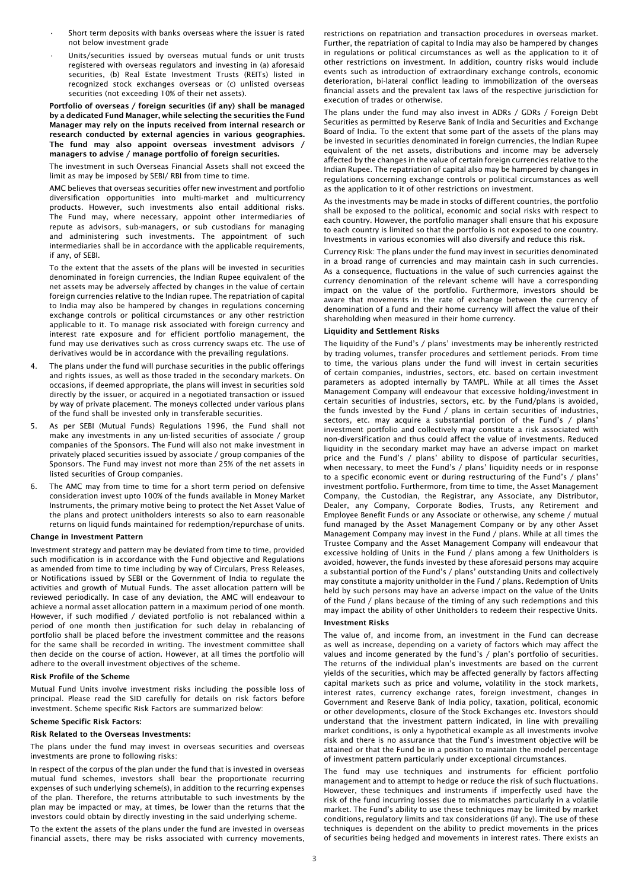- Short term deposits with banks overseas where the issuer is rated not below investment grade
- Units/securities issued by overseas mutual funds or unit trusts registered with overseas regulators and investing in (a) aforesaid securities, (b) Real Estate Investment Trusts (REITs) listed in recognized stock exchanges overseas or (c) unlisted overseas securities (not exceeding 10% of their net assets).

**Portfolio of overseas / foreign securities (if any) shall be managed by a dedicated Fund Manager, while selecting the securities the Fund Manager may rely on the inputs received from internal research or research conducted by external agencies in various geographies. The fund may also appoint overseas investment advisors / managers to advise / manage portfolio of foreign securities.**

The investment in such Overseas Financial Assets shall not exceed the limit as may be imposed by SEBI/ RBI from time to time.

AMC believes that overseas securities offer new investment and portfolio diversification opportunities into multi-market and multicurrency products. However, such investments also entail additional risks. The Fund may, where necessary, appoint other intermediaries of repute as advisors, sub-managers, or sub custodians for managing and administering such investments. The appointment of such intermediaries shall be in accordance with the applicable requirements, if any, of SEBI.

To the extent that the assets of the plans will be invested in securities denominated in foreign currencies, the Indian Rupee equivalent of the net assets may be adversely affected by changes in the value of certain foreign currencies relative to the Indian rupee. The repatriation of capital to India may also be hampered by changes in regulations concerning exchange controls or political circumstances or any other restriction applicable to it. To manage risk associated with foreign currency and interest rate exposure and for efficient portfolio management, the fund may use derivatives such as cross currency swaps etc. The use of derivatives would be in accordance with the prevailing regulations.

4. The plans under the fund will purchase securities in the public offerings and rights issues, as well as those traded in the secondary markets. On occasions, if deemed appropriate, the plans will invest in securities sold directly by the issuer, or acquired in a negotiated transaction or issued by way of private placement. The moneys collected under various plans of the fund shall be invested only in transferable securities.
5. As per SEBI (Mutual Funds) Regulations 1996, the Fund shall not make any investments in any un-listed securities of associate / group companies of the Sponsors. The Fund will also not make investment in privately placed securities issued by associate / group companies of the Sponsors. The Fund may invest not more than 25% of the net assets in listed securities of Group companies.
6. The AMC may from time to time for a short term period on defensive consideration invest upto 100% of the funds available in Money Market Instruments, the primary motive being to protect the Net Asset Value of the plans and protect unitholders interests so also to earn reasonable returns on liquid funds maintained for redemption/repurchase of units.

**Change in Investment Pattern**

Investment strategy and pattern may be deviated from time to time, provided such modification is in accordance with the Fund objective and Regulations as amended from time to time including by way of Circulars, Press Releases, or Notifications issued by SEBI or the Government of India to regulate the activities and growth of Mutual Funds. The asset allocation pattern will be reviewed periodically. In case of any deviation, the AMC will endeavour to achieve a normal asset allocation pattern in a maximum period of one month. However, if such modified / deviated portfolio is not rebalanced within a period of one month then justification for such delay in rebalancing of portfolio shall be placed before the investment committee and the reasons for the same shall be recorded in writing. The investment committee shall then decide on the course of action. However, at all times the portfolio will adhere to the overall investment objectives of the scheme.

**Risk Profile of the Scheme**

Mutual Fund Units involve investment risks including the possible loss of principal. Please read the SID carefully for details on risk factors before investment. Scheme specific Risk Factors are summarized below:

**Scheme Specific Risk Factors:**

**Risk Related to the Overseas Investments:**

The plans under the fund may invest in overseas securities and overseas investments are prone to following risks:

In respect of the corpus of the plan under the fund that is invested in overseas mutual fund schemes, investors shall bear the proportionate recurring expenses of such underlying scheme(s), in addition to the recurring expenses of the plan. Therefore, the returns attributable to such investments by the plan may be impacted or may, at times, be lower than the returns that the investors could obtain by directly investing in the said underlying scheme.

To the extent the assets of the plans under the fund are invested in overseas financial assets, there may be risks associated with currency movements, restrictions on repatriation and transaction procedures in overseas market. Further, the repatriation of capital to India may also be hampered by changes in regulations or political circumstances as well as the application to it of other restrictions on investment. In addition, country risks would include events such as introduction of extraordinary exchange controls, economic deterioration, bi-lateral conflict leading to immobilization of the overseas financial assets and the prevalent tax laws of the respective jurisdiction for execution of trades or otherwise.

The plans under the fund may also invest in ADRs / GDRs / Foreign Debt Securities as permitted by Reserve Bank of India and Securities and Exchange Board of India. To the extent that some part of the assets of the plans may be invested in securities denominated in foreign currencies, the Indian Rupee equivalent of the net assets, distributions and income may be adversely affected by the changes in the value of certain foreign currencies relative to the Indian Rupee. The repatriation of capital also may be hampered by changes in regulations concerning exchange controls or political circumstances as well as the application to it of other restrictions on investment.

As the investments may be made in stocks of different countries, the portfolio shall be exposed to the political, economic and social risks with respect to each country. However, the portfolio manager shall ensure that his exposure to each country is limited so that the portfolio is not exposed to one country. Investments in various economies will also diversify and reduce this risk.

Currency Risk: The plans under the fund may invest in securities denominated in a broad range of currencies and may maintain cash in such currencies. As a consequence, fluctuations in the value of such currencies against the currency denomination of the relevant scheme will have a corresponding impact on the value of the portfolio. Furthermore, investors should be aware that movements in the rate of exchange between the currency of denomination of a fund and their home currency will affect the value of their shareholding when measured in their home currency.

**Liquidity and Settlement Risks**

The liquidity of the Fund's / plans' investments may be inherently restricted by trading volumes, transfer procedures and settlement periods. From time to time, the various plans under the fund will invest in certain securities of certain companies, industries, sectors, etc. based on certain investment parameters as adopted internally by TAMPL. While at all times the Asset Management Company will endeavour that excessive holding/investment in certain securities of industries, sectors, etc. by the Fund/plans is avoided, the funds invested by the Fund / plans in certain securities of industries, sectors, etc. may acquire a substantial portion of the Fund's / plans' investment portfolio and collectively may constitute a risk associated with non-diversification and thus could affect the value of investments. Reduced liquidity in the secondary market may have an adverse impact on market price and the Fund's / plans' ability to dispose of particular securities, when necessary, to meet the Fund's / plans' liquidity needs or in response to a specific economic event or during restructuring of the Fund's / plans' investment portfolio. Furthermore, from time to time, the Asset Management Company, the Custodian, the Registrar, any Associate, any Distributor, Dealer, any Company, Corporate Bodies, Trusts, any Retirement and Employee Benefit Funds or any Associate or otherwise, any scheme / mutual fund managed by the Asset Management Company or by any other Asset Management Company may invest in the Fund / plans. While at all times the Trustee Company and the Asset Management Company will endeavour that excessive holding of Units in the Fund / plans among a few Unitholders is avoided, however, the funds invested by these aforesaid persons may acquire a substantial portion of the Fund's / plans' outstanding Units and collectively may constitute a majority unitholder in the Fund / plans. Redemption of Units held by such persons may have an adverse impact on the value of the Units of the Fund / plans because of the timing of any such redemptions and this may impact the ability of other Unitholders to redeem their respective Units.

**Investment Risks**

The value of, and income from, an investment in the Fund can decrease as well as increase, depending on a variety of factors which may affect the values and income generated by the fund's / plan's portfolio of securities. The returns of the individual plan's investments are based on the current yields of the securities, which may be affected generally by factors affecting capital markets such as price and volume, volatility in the stock markets, interest rates, currency exchange rates, foreign investment, changes in Government and Reserve Bank of India policy, taxation, political, economic or other developments, closure of the Stock Exchanges etc. Investors should understand that the investment pattern indicated, in line with prevailing market conditions, is only a hypothetical example as all investments involve risk and there is no assurance that the Fund's investment objective will be attained or that the Fund be in a position to maintain the model percentage of investment pattern particularly under exceptional circumstances.

The fund may use techniques and instruments for efficient portfolio management and to attempt to hedge or reduce the risk of such fluctuations. However, these techniques and instruments if imperfectly used have the risk of the fund incurring losses due to mismatches particularly in a volatile market. The Fund's ability to use these techniques may be limited by market conditions, regulatory limits and tax considerations (if any). The use of these techniques is dependent on the ability to predict movements in the prices of securities being hedged and movements in interest rates. There exists an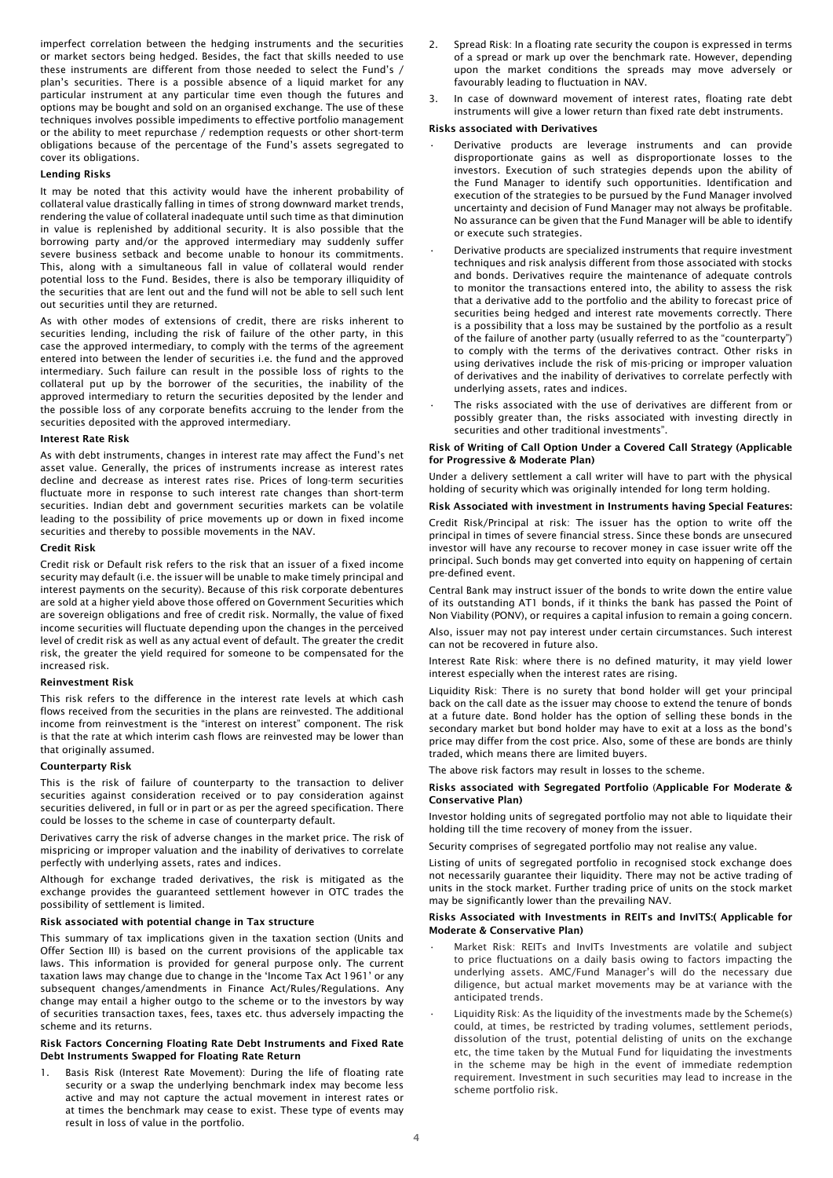imperfect correlation between the hedging instruments and the securities or market sectors being hedged. Besides, the fact that skills needed to use these instruments are different from those needed to select the Fund's / plan's securities. There is a possible absence of a liquid market for any particular instrument at any particular time even though the futures and options may be bought and sold on an organised exchange. The use of these techniques involves possible impediments to effective portfolio management or the ability to meet repurchase / redemption requests or other short-term obligations because of the percentage of the Fund's assets segregated to cover its obligations.

#### Lending Risks

It may be noted that this activity would have the inherent probability of collateral value drastically falling in times of strong downward market trends, rendering the value of collateral inadequate until such time as that diminution in value is replenished by additional security. It is also possible that the borrowing party and/or the approved intermediary may suddenly suffer severe business setback and become unable to honour its commitments. This, along with a simultaneous fall in value of collateral would render potential loss to the Fund. Besides, there is also be temporary illiquidity of the securities that are lent out and the fund will not be able to sell such lent out securities until they are returned.

As with other modes of extensions of credit, there are risks inherent to securities lending, including the risk of failure of the other party, in this case the approved intermediary, to comply with the terms of the agreement entered into between the lender of securities i.e. the fund and the approved intermediary. Such failure can result in the possible loss of rights to the collateral put up by the borrower of the securities, the inability of the approved intermediary to return the securities deposited by the lender and the possible loss of any corporate benefits accruing to the lender from the securities deposited with the approved intermediary.

#### Interest Rate Risk

As with debt instruments, changes in interest rate may affect the Fund's net asset value. Generally, the prices of instruments increase as interest rates decline and decrease as interest rates rise. Prices of long-term securities fluctuate more in response to such interest rate changes than short-term securities. Indian debt and government securities markets can be volatile leading to the possibility of price movements up or down in fixed income securities and thereby to possible movements in the NAV.

#### Credit Risk

Credit risk or Default risk refers to the risk that an issuer of a fixed income security may default (i.e. the issuer will be unable to make timely principal and interest payments on the security). Because of this risk corporate debentures are sold at a higher yield above those offered on Government Securities which are sovereign obligations and free of credit risk. Normally, the value of fixed income securities will fluctuate depending upon the changes in the perceived level of credit risk as well as any actual event of default. The greater the credit risk, the greater the yield required for someone to be compensated for the increased risk.

#### Reinvestment Risk

This risk refers to the difference in the interest rate levels at which cash flows received from the securities in the plans are reinvested. The additional income from reinvestment is the "interest on interest" component. The risk is that the rate at which interim cash flows are reinvested may be lower than that originally assumed.

#### Counterparty Risk

This is the risk of failure of counterparty to the transaction to deliver securities against consideration received or to pay consideration against securities delivered, in full or in part or as per the agreed specification. There could be losses to the scheme in case of counterparty default.

Derivatives carry the risk of adverse changes in the market price. The risk of mispricing or improper valuation and the inability of derivatives to correlate perfectly with underlying assets, rates and indices.

Although for exchange traded derivatives, the risk is mitigated as the exchange provides the guaranteed settlement however in OTC trades the possibility of settlement is limited.

#### Risk associated with potential change in Tax structure

This summary of tax implications given in the taxation section (Units and Offer Section III) is based on the current provisions of the applicable tax laws. This information is provided for general purpose only. The current taxation laws may change due to change in the 'Income Tax Act 1961' or any subsequent changes/amendments in Finance Act/Rules/Regulations. Any change may entail a higher outgo to the scheme or to the investors by way of securities transaction taxes, fees, taxes etc. thus adversely impacting the scheme and its returns.

#### Risk Factors Concerning Floating Rate Debt Instruments and Fixed Rate Debt Instruments Swapped for Floating Rate Return

1. Basis Risk (Interest Rate Movement): During the life of floating rate security or a swap the underlying benchmark index may become less active and may not capture the actual movement in interest rates or at times the benchmark may cease to exist. These type of events may result in loss of value in the portfolio.
2. Spread Risk: In a floating rate security the coupon is expressed in terms of a spread or mark up over the benchmark rate. However, depending upon the market conditions the spreads may move adversely or favourably leading to fluctuation in NAV.
3. In case of downward movement of interest rates, floating rate debt instruments will give a lower return than fixed rate debt instruments.

#### Risks associated with Derivatives

- Derivative products are leverage instruments and can provide disproportionate gains as well as disproportionate losses to the investors. Execution of such strategies depends upon the ability of the Fund Manager to identify such opportunities. Identification and execution of the strategies to be pursued by the Fund Manager involved uncertainty and decision of Fund Manager may not always be profitable. No assurance can be given that the Fund Manager will be able to identify or execute such strategies.
- Derivative products are specialized instruments that require investment techniques and risk analysis different from those associated with stocks and bonds. Derivatives require the maintenance of adequate controls to monitor the transactions entered into, the ability to assess the risk that a derivative add to the portfolio and the ability to forecast price of securities being hedged and interest rate movements correctly. There is a possibility that a loss may be sustained by the portfolio as a result of the failure of another party (usually referred to as the "counterparty") to comply with the terms of the derivatives contract. Other risks in using derivatives include the risk of mis-pricing or improper valuation of derivatives and the inability of derivatives to correlate perfectly with underlying assets, rates and indices.
- The risks associated with the use of derivatives are different from or possibly greater than, the risks associated with investing directly in securities and other traditional investments".

#### Risk of Writing of Call Option Under a Covered Call Strategy (Applicable for Progressive & Moderate Plan)

Under a delivery settlement a call writer will have to part with the physical holding of security which was originally intended for long term holding.

#### Risk Associated with investment in Instruments having Special Features:

Credit Risk/Principal at risk: The issuer has the option to write off the principal in times of severe financial stress. Since these bonds are unsecured investor will have any recourse to recover money in case issuer write off the principal. Such bonds may get converted into equity on happening of certain pre-defined event.

Central Bank may instruct issuer of the bonds to write down the entire value of its outstanding AT1 bonds, if it thinks the bank has passed the Point of Non Viability (PONV), or requires a capital infusion to remain a going concern.

Also, issuer may not pay interest under certain circumstances. Such interest can not be recovered in future also.

Interest Rate Risk: where there is no defined maturity, it may yield lower interest especially when the interest rates are rising.

Liquidity Risk: There is no surety that bond holder will get your principal back on the call date as the issuer may choose to extend the tenure of bonds at a future date. Bond holder has the option of selling these bonds in the secondary market but bond holder may have to exit at a loss as the bond's price may differ from the cost price. Also, some of these are bonds are thinly traded, which means there are limited buyers.

The above risk factors may result in losses to the scheme.

#### Risks associated with Segregated Portfolio (Applicable For Moderate & Conservative Plan)

Investor holding units of segregated portfolio may not able to liquidate their holding till the time recovery of money from the issuer.

Security comprises of segregated portfolio may not realise any value.

Listing of units of segregated portfolio in recognised stock exchange does not necessarily guarantee their liquidity. There may not be active trading of units in the stock market. Further trading price of units on the stock market may be significantly lower than the prevailing NAV.

#### Risks Associated with Investments in REITs and InvITS:( Applicable for Moderate & Conservative Plan)

- Market Risk: REITs and InvITs Investments are volatile and subject to price fluctuations on a daily basis owing to factors impacting the underlying assets. AMC/Fund Manager's will do the necessary due diligence, but actual market movements may be at variance with the anticipated trends.
- Liquidity Risk: As the liquidity of the investments made by the Scheme(s) could, at times, be restricted by trading volumes, settlement periods, dissolution of the trust, potential delisting of units on the exchange etc, the time taken by the Mutual Fund for liquidating the investments in the scheme may be high in the event of immediate redemption requirement. Investment in such securities may lead to increase in the scheme portfolio risk.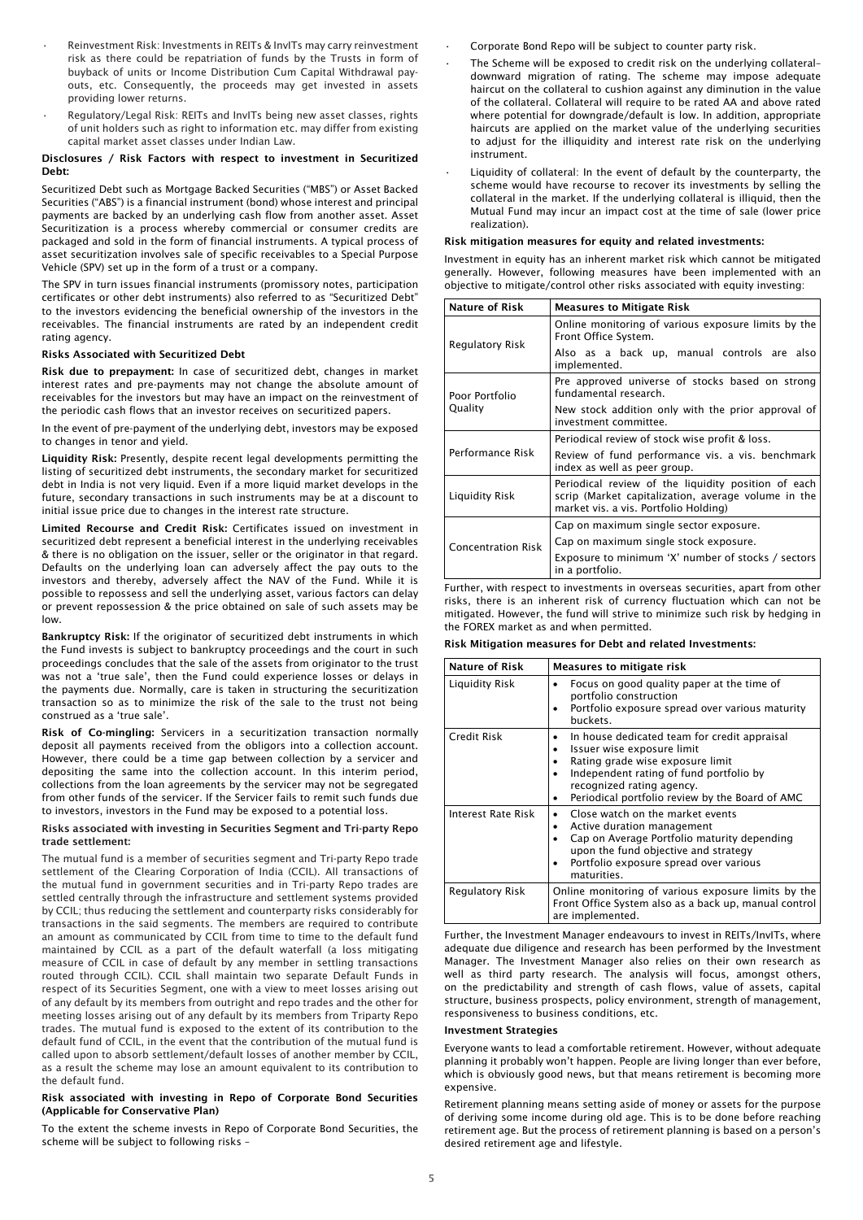- Reinvestment Risk: Investments in REITs & InvITs may carry reinvestment risk as there could be repatriation of funds by the Trusts in form of buyback of units or Income Distribution Cum Capital Withdrawal payouts, etc. Consequently, the proceeds may get invested in assets providing lower returns.
- Regulatory/Legal Risk: REITs and InvITs being new asset classes, rights of unit holders such as right to information etc. may differ from existing capital market asset classes under Indian Law.

**Disclosures / Risk Factors with respect to investment in Securitized Debt:**

Securitized Debt such as Mortgage Backed Securities ("MBS") or Asset Backed Securities ("ABS") is a financial instrument (bond) whose interest and principal payments are backed by an underlying cash flow from another asset. Asset Securitization is a process whereby commercial or consumer credits are packaged and sold in the form of financial instruments. A typical process of asset securitization involves sale of specific receivables to a Special Purpose Vehicle (SPV) set up in the form of a trust or a company.

The SPV in turn issues financial instruments (promissory notes, participation certificates or other debt instruments) also referred to as "Securitized Debt" to the investors evidencing the beneficial ownership of the investors in the receivables. The financial instruments are rated by an independent credit rating agency.

**Risks Associated with Securitized Debt**

**Risk due to prepayment:** In case of securitized debt, changes in market interest rates and pre-payments may not change the absolute amount of receivables for the investors but may have an impact on the reinvestment of the periodic cash flows that an investor receives on securitized papers.

In the event of pre-payment of the underlying debt, investors may be exposed to changes in tenor and yield.

**Liquidity Risk:** Presently, despite recent legal developments permitting the listing of securitized debt instruments, the secondary market for securitized debt in India is not very liquid. Even if a more liquid market develops in the future, secondary transactions in such instruments may be at a discount to initial issue price due to changes in the interest rate structure.

**Limited Recourse and Credit Risk:** Certificates issued on investment in securitized debt represent a beneficial interest in the underlying receivables & there is no obligation on the issuer, seller or the originator in that regard. Defaults on the underlying loan can adversely affect the pay outs to the investors and thereby, adversely affect the NAV of the Fund. While it is possible to repossess and sell the underlying asset, various factors can delay or prevent repossession & the price obtained on sale of such assets may be low.

**Bankruptcy Risk:** If the originator of securitized debt instruments in which the Fund invests is subject to bankruptcy proceedings and the court in such proceedings concludes that the sale of the assets from originator to the trust was not a 'true sale', then the Fund could experience losses or delays in the payments due. Normally, care is taken in structuring the securitization transaction so as to minimize the risk of the sale to the trust not being construed as a 'true sale'.

**Risk of Co-mingling:** Servicers in a securitization transaction normally deposit all payments received from the obligors into a collection account. However, there could be a time gap between collection by a servicer and depositing the same into the collection account. In this interim period, collections from the loan agreements by the servicer may not be segregated from other funds of the servicer. If the Servicer fails to remit such funds due to investors, investors in the Fund may be exposed to a potential loss.

**Risks associated with investing in Securities Segment and Tri-party Repo trade settlement:**

The mutual fund is a member of securities segment and Tri-party Repo trade settlement of the Clearing Corporation of India (CCIL). All transactions of the mutual fund in government securities and in Tri-party Repo trades are settled centrally through the infrastructure and settlement systems provided by CCIL; thus reducing the settlement and counterparty risks considerably for transactions in the said segments. The members are required to contribute an amount as communicated by CCIL from time to time to the default fund maintained by CCIL as a part of the default waterfall (a loss mitigating measure of CCIL in case of default by any member in settling transactions routed through CCIL). CCIL shall maintain two separate Default Funds in respect of its Securities Segment, one with a view to meet losses arising out of any default by its members from outright and repo trades and the other for meeting losses arising out of any default by its members from Triparty Repo trades. The mutual fund is exposed to the extent of its contribution to the default fund of CCIL, in the event that the contribution of the mutual fund is called upon to absorb settlement/default losses of another member by CCIL, as a result the scheme may lose an amount equivalent to its contribution to the default fund.

**Risk associated with investing in Repo of Corporate Bond Securities (Applicable for Conservative Plan)**

To the extent the scheme invests in Repo of Corporate Bond Securities, the scheme will be subject to following risks –

- Corporate Bond Repo will be subject to counter party risk.
- The Scheme will be exposed to credit risk on the underlying collateral– downward migration of rating. The scheme may impose adequate haircut on the collateral to cushion against any diminution in the value of the collateral. Collateral will require to be rated AA and above rated where potential for downgrade/default is low. In addition, appropriate haircuts are applied on the market value of the underlying securities to adjust for the illiquidity and interest rate risk on the underlying instrument.
- Liquidity of collateral: In the event of default by the counterparty, the scheme would have recourse to recover its investments by selling the collateral in the market. If the underlying collateral is illiquid, then the Mutual Fund may incur an impact cost at the time of sale (lower price realization).

**Risk mitigation measures for equity and related investments:**

Investment in equity has an inherent market risk which cannot be mitigated generally. However, following measures have been implemented with an objective to mitigate/control other risks associated with equity investing:

| Nature of Risk | Measures to Mitigate Risk |
|---|---|
| Regulatory Risk | Online monitoring of various exposure limits by the Front Office System. Also as a back up, manual controls are also implemented. |
| Poor Portfolio Quality | Pre approved universe of stocks based on strong fundamental research. New stock addition only with the prior approval of investment committee. |
| Performance Risk | Periodical review of stock wise profit & loss. Review of fund performance vis. a vis. benchmark index as well as peer group. |
| Liquidity Risk | Periodical review of the liquidity position of each scrip (Market capitalization, average volume in the market vis. a vis. Portfolio Holding) |
| Concentration Risk | Cap on maximum single sector exposure. Cap on maximum single stock exposure. Exposure to minimum 'X' number of stocks / sectors in a portfolio. |

Further, with respect to investments in overseas securities, apart from other risks, there is an inherent risk of currency fluctuation which can not be mitigated. However, the fund will strive to minimize such risk by hedging in the FOREX market as and when permitted.

**Risk Mitigation measures for Debt and related Investments:**

| Nature of Risk | Measures to mitigate risk |
|---|---|
| Liquidity Risk | • Focus on good quality paper at the time of portfolio construction<br>• Portfolio exposure spread over various maturity buckets. |
| Credit Risk | • In house dedicated team for credit appraisal<br>• Issuer wise exposure limit<br>• Rating grade wise exposure limit<br>• Independent rating of fund portfolio by recognized rating agency.<br>• Periodical portfolio review by the Board of AMC |
| Interest Rate Risk | • Close watch on the market events<br>• Active duration management<br>• Cap on Average Portfolio maturity depending upon the fund objective and strategy<br>• Portfolio exposure spread over various maturities. |
| Regulatory Risk | Online monitoring of various exposure limits by the Front Office System also as a back up, manual control are implemented. |

Further, the Investment Manager endeavours to invest in REITs/InvITs, where adequate due diligence and research has been performed by the Investment Manager. The Investment Manager also relies on their own research as well as third party research. The analysis will focus, amongst others, on the predictability and strength of cash flows, value of assets, capital structure, business prospects, policy environment, strength of management, responsiveness to business conditions, etc.

**Investment Strategies**

Everyone wants to lead a comfortable retirement. However, without adequate planning it probably won't happen. People are living longer than ever before, which is obviously good news, but that means retirement is becoming more expensive.

Retirement planning means setting aside of money or assets for the purpose of deriving some income during old age. This is to be done before reaching retirement age. But the process of retirement planning is based on a person's desired retirement age and lifestyle.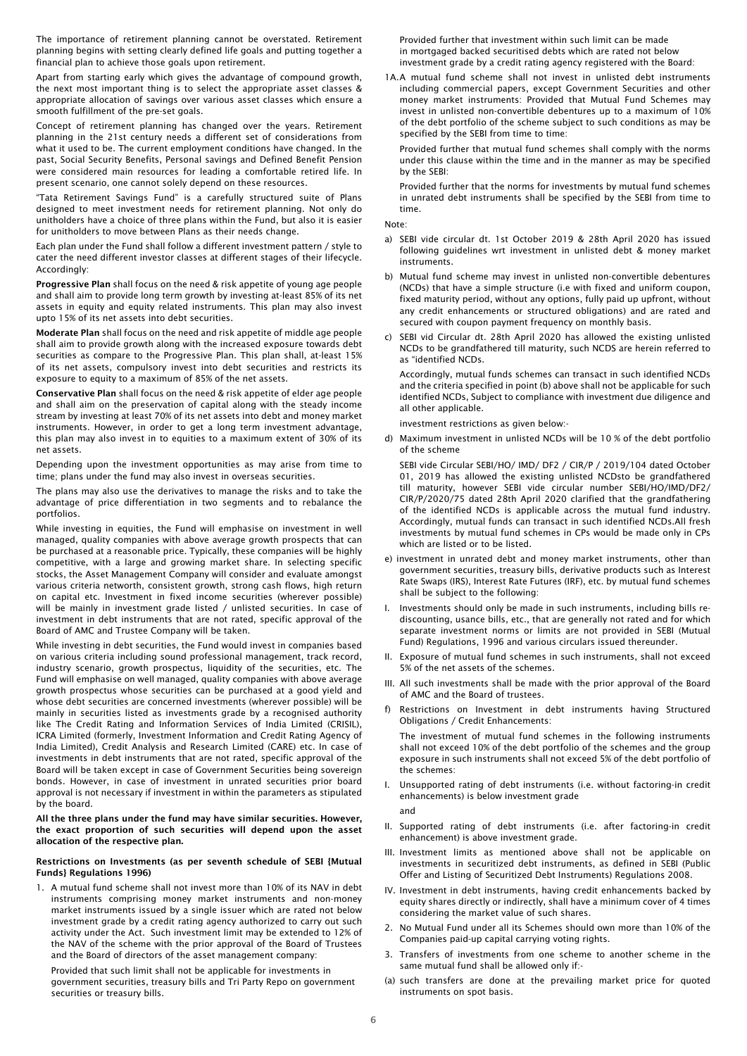The importance of retirement planning cannot be overstated. Retirement planning begins with setting clearly defined life goals and putting together a financial plan to achieve those goals upon retirement.

Apart from starting early which gives the advantage of compound growth, the next most important thing is to select the appropriate asset classes & appropriate allocation of savings over various asset classes which ensure a smooth fulfillment of the pre-set goals.

Concept of retirement planning has changed over the years. Retirement planning in the 21st century needs a different set of considerations from what it used to be. The current employment conditions have changed. In the past, Social Security Benefits, Personal savings and Defined Benefit Pension were considered main resources for leading a comfortable retired life. In present scenario, one cannot solely depend on these resources.

"Tata Retirement Savings Fund" is a carefully structured suite of Plans designed to meet investment needs for retirement planning. Not only do unitholders have a choice of three plans within the Fund, but also it is easier for unitholders to move between Plans as their needs change.

Each plan under the Fund shall follow a different investment pattern / style to cater the need different investor classes at different stages of their lifecycle. Accordingly:

**Progressive Plan** shall focus on the need & risk appetite of young age people and shall aim to provide long term growth by investing at-least 85% of its net assets in equity and equity related instruments. This plan may also invest upto 15% of its net assets into debt securities.

**Moderate Plan** shall focus on the need and risk appetite of middle age people shall aim to provide growth along with the increased exposure towards debt securities as compare to the Progressive Plan. This plan shall, at-least 15% of its net assets, compulsory invest into debt securities and restricts its exposure to equity to a maximum of 85% of the net assets.

**Conservative Plan** shall focus on the need & risk appetite of elder age people and shall aim on the preservation of capital along with the steady income stream by investing at least 70% of its net assets into debt and money market instruments. However, in order to get a long term investment advantage, this plan may also invest in to equities to a maximum extent of 30% of its net assets.

Depending upon the investment opportunities as may arise from time to time; plans under the fund may also invest in overseas securities.

The plans may also use the derivatives to manage the risks and to take the advantage of price differentiation in two segments and to rebalance the portfolios.

While investing in equities, the Fund will emphasise on investment in well managed, quality companies with above average growth prospects that can be purchased at a reasonable price. Typically, these companies will be highly competitive, with a large and growing market share. In selecting specific stocks, the Asset Management Company will consider and evaluate amongst various criteria networth, consistent growth, strong cash flows, high return on capital etc. Investment in fixed income securities (wherever possible) will be mainly in investment grade listed / unlisted securities. In case of investment in debt instruments that are not rated, specific approval of the Board of AMC and Trustee Company will be taken.

While investing in debt securities, the Fund would invest in companies based on various criteria including sound professional management, track record, industry scenario, growth prospectus, liquidity of the securities, etc. The Fund will emphasise on well managed, quality companies with above average growth prospectus whose securities can be purchased at a good yield and whose debt securities are concerned investments (wherever possible) will be mainly in securities listed as investments grade by a recognised authority like The Credit Rating and Information Services of India Limited (CRISIL), ICRA Limited (formerly, Investment Information and Credit Rating Agency of India Limited), Credit Analysis and Research Limited (CARE) etc. In case of investments in debt instruments that are not rated, specific approval of the Board will be taken except in case of Government Securities being sovereign bonds. However, in case of investment in unrated securities prior board approval is not necessary if investment in within the parameters as stipulated by the board.

**All the three plans under the fund may have similar securities. However, the exact proportion of such securities will depend upon the asset allocation of the respective plan.**

**Restrictions on Investments (as per seventh schedule of SEBI {Mutual Funds} Regulations 1996)**

1. A mutual fund scheme shall not invest more than 10% of its NAV in debt instruments comprising money market instruments and non-money market instruments issued by a single issuer which are rated not below investment grade by a credit rating agency authorized to carry out such activity under the Act. Such investment limit may be extended to 12% of the NAV of the scheme with the prior approval of the Board of Trustees and the Board of directors of the asset management company:

   Provided that such limit shall not be applicable for investments in government securities, treasury bills and Tri Party Repo on government securities or treasury bills.

   Provided further that investment within such limit can be made in mortgaged backed securitised debts which are rated not below investment grade by a credit rating agency registered with the Board:

1A. A mutual fund scheme shall not invest in unlisted debt instruments including commercial papers, except Government Securities and other money market instruments: Provided that Mutual Fund Schemes may invest in unlisted non-convertible debentures up to a maximum of 10% of the debt portfolio of the scheme subject to such conditions as may be specified by the SEBI from time to time:

   Provided further that mutual fund schemes shall comply with the norms under this clause within the time and in the manner as may be specified by the SEBI:

   Provided further that the norms for investments by mutual fund schemes in unrated debt instruments shall be specified by the SEBI from time to time.

Note:

a) SEBI vide circular dt. 1st October 2019 & 28th April 2020 has issued following guidelines wrt investment in unlisted debt & money market instruments.

b) Mutual fund scheme may invest in unlisted non-convertible debentures (NCDs) that have a simple structure (i.e with fixed and uniform coupon, fixed maturity period, without any options, fully paid up upfront, without any credit enhancements or structured obligations) and are rated and secured with coupon payment frequency on monthly basis.

c) SEBI vid Circular dt. 28th April 2020 has allowed the existing unlisted NCDs to be grandfathered till maturity, such NCDS are herein referred to as "identified NCDs.

   Accordingly, mutual funds schemes can transact in such identified NCDs and the criteria specified in point (b) above shall not be applicable for such identified NCDs, Subject to compliance with investment due diligence and all other applicable.

   investment restrictions as given below:-

d) Maximum investment in unlisted NCDs will be 10 % of the debt portfolio of the scheme

   SEBI vide Circular SEBI/HO/ IMD/ DF2 / CIR/P / 2019/104 dated October 01, 2019 has allowed the existing unlisted NCDsto be grandfathered till maturity, however SEBI vide circular number SEBI/HO/IMD/DF2/ CIR/P/2020/75 dated 28th April 2020 clarified that the grandfathering of the identified NCDs is applicable across the mutual fund industry. Accordingly, mutual funds can transact in such identified NCDs.All fresh investments by mutual fund schemes in CPs would be made only in CPs which are listed or to be listed.

e) investment in unrated debt and money market instruments, other than government securities, treasury bills, derivative products such as Interest Rate Swaps (IRS), Interest Rate Futures (IRF), etc. by mutual fund schemes shall be subject to the following:

   I. Investments should only be made in such instruments, including bills re-discounting, usance bills, etc., that are generally not rated and for which separate investment norms or limits are not provided in SEBI (Mutual Fund) Regulations, 1996 and various circulars issued thereunder.

   II. Exposure of mutual fund schemes in such instruments, shall not exceed 5% of the net assets of the schemes.

   III. All such investments shall be made with the prior approval of the Board of AMC and the Board of trustees.

f) Restrictions on Investment in debt instruments having Structured Obligations / Credit Enhancements:

   The investment of mutual fund schemes in the following instruments shall not exceed 10% of the debt portfolio of the schemes and the group exposure in such instruments shall not exceed 5% of the debt portfolio of the schemes:

   I. Unsupported rating of debt instruments (i.e. without factoring-in credit enhancements) is below investment grade

      and

   II. Supported rating of debt instruments (i.e. after factoring-in credit enhancement) is above investment grade.

   III. Investment limits as mentioned above shall not be applicable on investments in securitized debt instruments, as defined in SEBI (Public Offer and Listing of Securitized Debt Instruments) Regulations 2008.

   IV. Investment in debt instruments, having credit enhancements backed by equity shares directly or indirectly, shall have a minimum cover of 4 times considering the market value of such shares.

2. No Mutual Fund under all its Schemes should own more than 10% of the Companies paid-up capital carrying voting rights.

3. Transfers of investments from one scheme to another scheme in the same mutual fund shall be allowed only if:-

(a) such transfers are done at the prevailing market price for quoted instruments on spot basis.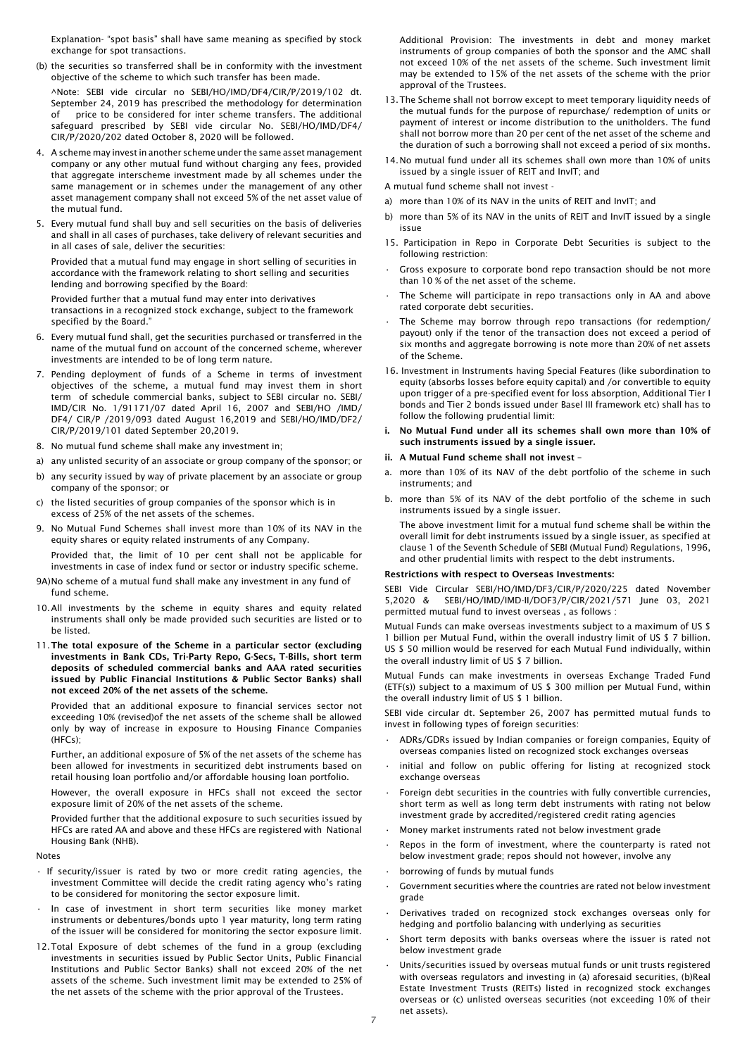Explanation- "spot basis" shall have same meaning as specified by stock exchange for spot transactions.

(b) the securities so transferred shall be in conformity with the investment objective of the scheme to which such transfer has been made.

^Note: SEBI vide circular no SEBI/HO/IMD/DF4/CIR/P/2019/102 dt. September 24, 2019 has prescribed the methodology for determination of price to be considered for inter scheme transfers. The additional safeguard prescribed by SEBI vide circular No. SEBI/HO/IMD/DF4/CIR/P/2020/202 dated October 8, 2020 will be followed.

4. A scheme may invest in another scheme under the same asset management company or any other mutual fund without charging any fees, provided that aggregate interscheme investment made by all schemes under the same management or in schemes under the management of any other asset management company shall not exceed 5% of the net asset value of the mutual fund.

5. Every mutual fund shall buy and sell securities on the basis of deliveries and shall in all cases of purchases, take delivery of relevant securities and in all cases of sale, deliver the securities:

   Provided that a mutual fund may engage in short selling of securities in accordance with the framework relating to short selling and securities lending and borrowing specified by the Board:

   Provided further that a mutual fund may enter into derivatives transactions in a recognized stock exchange, subject to the framework specified by the Board."

6. Every mutual fund shall, get the securities purchased or transferred in the name of the mutual fund on account of the concerned scheme, wherever investments are intended to be of long term nature.

7. Pending deployment of funds of a Scheme in terms of investment objectives of the scheme, a mutual fund may invest them in short term of schedule commercial banks, subject to SEBI circular no. SEBI/IMD/CIR No. 1/91171/07 dated April 16, 2007 and SEBI/HO /IMD/DF4/ CIR/P /2019/093 dated August 16,2019 and SEBI/HO/IMD/DF2/CIR/P/2019/101 dated September 20,2019.

8. No mutual fund scheme shall make any investment in;

a) any unlisted security of an associate or group company of the sponsor; or

b) any security issued by way of private placement by an associate or group company of the sponsor; or

c) the listed securities of group companies of the sponsor which is in excess of 25% of the net assets of the schemes.

9. No Mutual Fund Schemes shall invest more than 10% of its NAV in the equity shares or equity related instruments of any Company.

   Provided that, the limit of 10 per cent shall not be applicable for investments in case of index fund or sector or industry specific scheme.

9A)No scheme of a mutual fund shall make any investment in any fund of fund scheme.

10. All investments by the scheme in equity shares and equity related instruments shall only be made provided such securities are listed or to be listed.

11. **The total exposure of the Scheme in a particular sector (excluding investments in Bank CDs, Tri-Party Repo, G-Secs, T-Bills, short term deposits of scheduled commercial banks and AAA rated securities issued by Public Financial Institutions & Public Sector Banks) shall not exceed 20% of the net assets of the scheme.**

    Provided that an additional exposure to financial services sector not exceeding 10% (revised)of the net assets of the scheme shall be allowed only by way of increase in exposure to Housing Finance Companies (HFCs);

    Further, an additional exposure of 5% of the net assets of the scheme has been allowed for investments in securitized debt instruments based on retail housing loan portfolio and/or affordable housing loan portfolio.

    However, the overall exposure in HFCs shall not exceed the sector exposure limit of 20% of the net assets of the scheme.

    Provided further that the additional exposure to such securities issued by HFCs are rated AA and above and these HFCs are registered with National Housing Bank (NHB).

Notes

- If security/issuer is rated by two or more credit rating agencies, the investment Committee will decide the credit rating agency who's rating to be considered for monitoring the sector exposure limit.
- In case of investment in short term securities like money market instruments or debentures/bonds upto 1 year maturity, long term rating of the issuer will be considered for monitoring the sector exposure limit.

12. Total Exposure of debt schemes of the fund in a group (excluding investments in securities issued by Public Sector Units, Public Financial Institutions and Public Sector Banks) shall not exceed 20% of the net assets of the scheme. Such investment limit may be extended to 25% of the net assets of the scheme with the prior approval of the Trustees.

    Additional Provision: The investments in debt and money market instruments of group companies of both the sponsor and the AMC shall not exceed 10% of the net assets of the scheme. Such investment limit may be extended to 15% of the net assets of the scheme with the prior approval of the Trustees.

13. The Scheme shall not borrow except to meet temporary liquidity needs of the mutual funds for the purpose of repurchase/ redemption of units or payment of interest or income distribution to the unitholders. The fund shall not borrow more than 20 per cent of the net asset of the scheme and the duration of such a borrowing shall not exceed a period of six months.

14. No mutual fund under all its schemes shall own more than 10% of units issued by a single issuer of REIT and InvIT; and

A mutual fund scheme shall not invest -

a) more than 10% of its NAV in the units of REIT and InvIT; and

b) more than 5% of its NAV in the units of REIT and InvIT issued by a single issue

15. Participation in Repo in Corporate Debt Securities is subject to the following restriction:

- Gross exposure to corporate bond repo transaction should be not more than 10 % of the net asset of the scheme.
- The Scheme will participate in repo transactions only in AA and above rated corporate debt securities.
- The Scheme may borrow through repo transactions (for redemption/ payout) only if the tenor of the transaction does not exceed a period of six months and aggregate borrowing is note more than 20% of net assets of the Scheme.

16. Investment in Instruments having Special Features (like subordination to equity (absorbs losses before equity capital) and /or convertible to equity upon trigger of a pre-specified event for loss absorption, Additional Tier I bonds and Tier 2 bonds issued under Basel III framework etc) shall has to follow the following prudential limit:

**i. No Mutual Fund under all its schemes shall own more than 10% of such instruments issued by a single issuer.**

**ii. A Mutual Fund scheme shall not invest –**

a. more than 10% of its NAV of the debt portfolio of the scheme in such instruments; and

b. more than 5% of its NAV of the debt portfolio of the scheme in such instruments issued by a single issuer.

   The above investment limit for a mutual fund scheme shall be within the overall limit for debt instruments issued by a single issuer, as specified at clause 1 of the Seventh Schedule of SEBI (Mutual Fund) Regulations, 1996, and other prudential limits with respect to the debt instruments.

**Restrictions with respect to Overseas Investments:**

SEBI Vide Circular SEBI/HO/IMD/DF3/CIR/P/2020/225 dated November 5,2020 & SEBI/HO/IMD/IMD-II/DOF3/P/CIR/2021/571 June 03, 2021 permitted mutual fund to invest overseas , as follows :

Mutual Funds can make overseas investments subject to a maximum of US $ 1 billion per Mutual Fund, within the overall industry limit of US $ 7 billion. US $ 50 million would be reserved for each Mutual Fund individually, within the overall industry limit of US $ 7 billion.

Mutual Funds can make investments in overseas Exchange Traded Fund (ETF(s)) subject to a maximum of US $ 300 million per Mutual Fund, within the overall industry limit of US $ 1 billion.

SEBI vide circular dt. September 26, 2007 has permitted mutual funds to invest in following types of foreign securities:

- ADRs/GDRs issued by Indian companies or foreign companies, Equity of overseas companies listed on recognized stock exchanges overseas
- initial and follow on public offering for listing at recognized stock exchange overseas
- Foreign debt securities in the countries with fully convertible currencies, short term as well as long term debt instruments with rating not below investment grade by accredited/registered credit rating agencies
- Money market instruments rated not below investment grade
- Repos in the form of investment, where the counterparty is rated not below investment grade; repos should not however, involve any
- borrowing of funds by mutual funds
- Government securities where the countries are rated not below investment grade
- Derivatives traded on recognized stock exchanges overseas only for hedging and portfolio balancing with underlying as securities
- Short term deposits with banks overseas where the issuer is rated not below investment grade
- Units/securities issued by overseas mutual funds or unit trusts registered with overseas regulators and investing in (a) aforesaid securities, (b)Real Estate Investment Trusts (REITs) listed in recognized stock exchanges overseas or (c) unlisted overseas securities (not exceeding 10% of their net assets).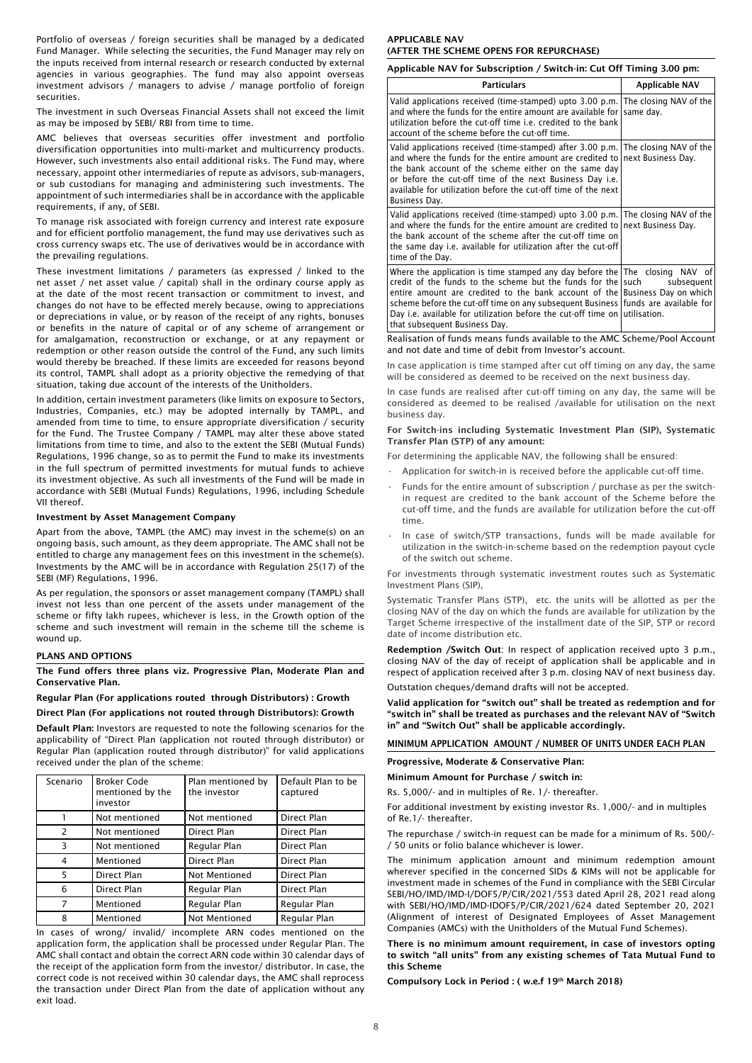Portfolio of overseas / foreign securities shall be managed by a dedicated Fund Manager. While selecting the securities, the Fund Manager may rely on the inputs received from internal research or research conducted by external agencies in various geographies. The fund may also appoint overseas investment advisors / managers to advise / manage portfolio of foreign securities.

The investment in such Overseas Financial Assets shall not exceed the limit as may be imposed by SEBI/ RBI from time to time.

AMC believes that overseas securities offer investment and portfolio diversification opportunities into multi-market and multicurrency products. However, such investments also entail additional risks. The Fund may, where necessary, appoint other intermediaries of repute as advisors, sub-managers, or sub custodians for managing and administering such investments. The appointment of such intermediaries shall be in accordance with the applicable requirements, if any, of SEBI.

To manage risk associated with foreign currency and interest rate exposure and for efficient portfolio management, the fund may use derivatives such as cross currency swaps etc. The use of derivatives would be in accordance with the prevailing regulations.

These investment limitations / parameters (as expressed / linked to the net asset / net asset value / capital) shall in the ordinary course apply as at the date of the most recent transaction or commitment to invest, and changes do not have to be effected merely because, owing to appreciations or depreciations in value, or by reason of the receipt of any rights, bonuses or benefits in the nature of capital or of any scheme of arrangement or for amalgamation, reconstruction or exchange, or at any repayment or redemption or other reason outside the control of the Fund, any such limits would thereby be breached. If these limits are exceeded for reasons beyond its control, TAMPL shall adopt as a priority objective the remedying of that situation, taking due account of the interests of the Unitholders.

In addition, certain investment parameters (like limits on exposure to Sectors, Industries, Companies, etc.) may be adopted internally by TAMPL, and amended from time to time, to ensure appropriate diversification / security for the Fund. The Trustee Company / TAMPL may alter these above stated limitations from time to time, and also to the extent the SEBI (Mutual Funds) Regulations, 1996 change, so as to permit the Fund to make its investments in the full spectrum of permitted investments for mutual funds to achieve its investment objective. As such all investments of the Fund will be made in accordance with SEBI (Mutual Funds) Regulations, 1996, including Schedule VII thereof.

**Investment by Asset Management Company**

Apart from the above, TAMPL (the AMC) may invest in the scheme(s) on an ongoing basis, such amount, as they deem appropriate. The AMC shall not be entitled to charge any management fees on this investment in the scheme(s). Investments by the AMC will be in accordance with Regulation 25(17) of the SEBI (MF) Regulations, 1996.

As per regulation, the sponsors or asset management company (TAMPL) shall invest not less than one percent of the assets under management of the scheme or fifty lakh rupees, whichever is less, in the Growth option of the scheme and such investment will remain in the scheme till the scheme is wound up.

## PLANS AND OPTIONS

**The Fund offers three plans viz. Progressive Plan, Moderate Plan and Conservative Plan.**

**Regular Plan (For applications routed through Distributors) : Growth**

**Direct Plan (For applications not routed through Distributors): Growth**

**Default Plan:** Investors are requested to note the following scenarios for the applicability of "Direct Plan (application not routed through distributor) or Regular Plan (application routed through distributor)" for valid applications received under the plan of the scheme:

| Scenario | Broker Code mentioned by the investor | Plan mentioned by the investor | Default Plan to be captured |
|---|---|---|---|
| 1 | Not mentioned | Not mentioned | Direct Plan |
| 2 | Not mentioned | Direct Plan | Direct Plan |
| 3 | Not mentioned | Regular Plan | Direct Plan |
| 4 | Mentioned | Direct Plan | Direct Plan |
| 5 | Direct Plan | Not Mentioned | Direct Plan |
| 6 | Direct Plan | Regular Plan | Direct Plan |
| 7 | Mentioned | Regular Plan | Regular Plan |
| 8 | Mentioned | Not Mentioned | Regular Plan |

In cases of wrong/ invalid/ incomplete ARN codes mentioned on the application form, the application shall be processed under Regular Plan. The AMC shall contact and obtain the correct ARN code within 30 calendar days of the receipt of the application form from the investor/ distributor. In case, the correct code is not received within 30 calendar days, the AMC shall reprocess the transaction under Direct Plan from the date of application without any exit load.

## APPLICABLE NAV (AFTER THE SCHEME OPENS FOR REPURCHASE)

**Applicable NAV for Subscription / Switch-in: Cut Off Timing 3.00 pm:**

| Particulars | Applicable NAV |
|---|---|
| Valid applications received (time-stamped) upto 3.00 p.m. and where the funds for the entire amount are available for utilization before the cut-off time i.e. credited to the bank account of the scheme before the cut-off time. | The closing NAV of the same day. |
| Valid applications received (time-stamped) after 3.00 p.m. and where the funds for the entire amount are credited to the bank account of the scheme either on the same day or before the cut-off time of the next Business Day i.e. available for utilization before the cut-off time of the next Business Day. | The closing NAV of the next Business Day. |
| Valid applications received (time-stamped) upto 3.00 p.m. and where the funds for the entire amount are credited to the bank account of the scheme after the cut-off time on the same day i.e. available for utilization after the cut-off time of the Day. | The closing NAV of the next Business Day. |
| Where the application is time stamped any day before the credit of the funds to the scheme but the funds for the entire amount are credited to the bank account of the scheme before the cut-off time on any subsequent Business Day i.e. available for utilization before the cut-off time on that subsequent Business Day. | The closing NAV of such subsequent Business Day on which funds are available for utilisation. |

Realisation of funds means funds available to the AMC Scheme/Pool Account and not date and time of debit from Investor's account.

In case application is time stamped after cut off timing on any day, the same will be considered as deemed to be received on the next business day.

In case funds are realised after cut-off timing on any day, the same will be considered as deemed to be realised /available for utilisation on the next business day.

**For Switch-ins including Systematic Investment Plan (SIP), Systematic Transfer Plan (STP) of any amount:**

For determining the applicable NAV, the following shall be ensured:

- Application for switch-in is received before the applicable cut-off time.
- Funds for the entire amount of subscription / purchase as per the switch-in request are credited to the bank account of the Scheme before the cut-off time, and the funds are available for utilization before the cut-off time.
- In case of switch/STP transactions, funds will be made available for utilization in the switch-in-scheme based on the redemption payout cycle of the switch out scheme.

For investments through systematic investment routes such as Systematic Investment Plans (SIP),

Systematic Transfer Plans (STP), etc. the units will be allotted as per the closing NAV of the day on which the funds are available for utilization by the Target Scheme irrespective of the installment date of the SIP, STP or record date of income distribution etc.

**Redemption /Switch Out**: In respect of application received upto 3 p.m., closing NAV of the day of receipt of application shall be applicable and in respect of application received after 3 p.m. closing NAV of next business day.

Outstation cheques/demand drafts will not be accepted.

**Valid application for "switch out" shall be treated as redemption and for "switch in" shall be treated as purchases and the relevant NAV of "Switch in" and "Switch Out" shall be applicable accordingly.**

## MINIMUM APPLICATION AMOUNT / NUMBER OF UNITS UNDER EACH PLAN

**Progressive, Moderate & Conservative Plan:**

**Minimum Amount for Purchase / switch in:**

Rs. 5,000/- and in multiples of Re. 1/- thereafter.

For additional investment by existing investor Rs. 1,000/- and in multiples of Re.1/- thereafter.

The repurchase / switch-in request can be made for a minimum of Rs. 500/- / 50 units or folio balance whichever is lower.

The minimum application amount and minimum redemption amount wherever specified in the concerned SIDs & KIMs will not be applicable for investment made in schemes of the Fund in compliance with the SEBI Circular SEBI/HO/IMD/IMD-I/DOF5/P/CIR/2021/553 dated April 28, 2021 read along with SEBI/HO/IMD/IMD-IDOF5/P/CIR/2021/624 dated September 20, 2021 (Alignment of interest of Designated Employees of Asset Management Companies (AMCs) with the Unitholders of the Mutual Fund Schemes).

**There is no minimum amount requirement, in case of investors opting to switch "all units" from any existing schemes of Tata Mutual Fund to this Scheme**

**Compulsory Lock in Period : ( w.e.f 19th March 2018)**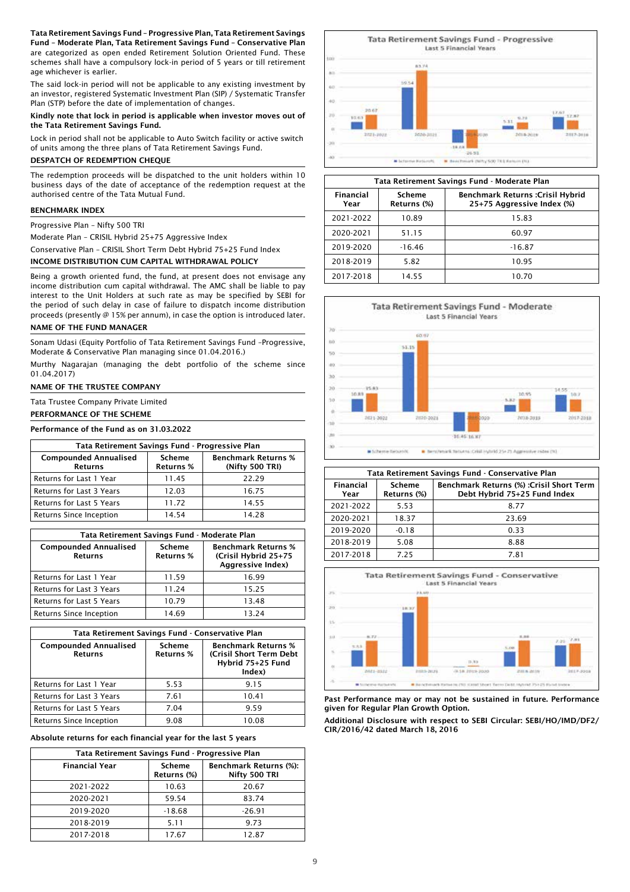**Tata Retirement Savings Fund – Progressive Plan, Tata Retirement Savings Fund – Moderate Plan, Tata Retirement Savings Fund – Conservative Plan** are categorized as open ended Retirement Solution Oriented Fund. These schemes shall have a compulsory lock-in period of 5 years or till retirement age whichever is earlier.

The said lock-in period will not be applicable to any existing investment by an investor, registered Systematic Investment Plan (SIP) / Systematic Transfer Plan (STP) before the date of implementation of changes.

**Kindly note that lock in period is applicable when investor moves out of the Tata Retirement Savings Fund.**

Lock in period shall not be applicable to Auto Switch facility or active switch of units among the three plans of Tata Retirement Savings Fund.

**DESPATCH OF REDEMPTION CHEQUE**

The redemption proceeds will be dispatched to the unit holders within 10 business days of the date of acceptance of the redemption request at the authorised centre of the Tata Mutual Fund.

**BENCHMARK INDEX**

Progressive Plan – Nifty 500 TRI

Moderate Plan – CRISIL Hybrid 25+75 Aggressive Index

Conservative Plan – CRISIL Short Term Debt Hybrid 75+25 Fund Index

**INCOME DISTRIBUTION CUM CAPITAL WITHDRAWAL POLICY**

Being a growth oriented fund, the fund, at present does not envisage any income distribution cum capital withdrawal. The AMC shall be liable to pay interest to the Unit Holders at such rate as may be specified by SEBI for the period of such delay in case of failure to dispatch income distribution proceeds (presently @ 15% per annum), in case the option is introduced later.

**NAME OF THE FUND MANAGER**

Sonam Udasi (Equity Portfolio of Tata Retirement Savings Fund –Progressive, Moderate & Conservative Plan managing since 01.04.2016.)

Murthy Nagarajan (managing the debt portfolio of the scheme since 01.04.2017)

**NAME OF THE TRUSTEE COMPANY**

Tata Trustee Company Private Limited

**PERFORMANCE OF THE SCHEME**

**Performance of the Fund as on 31.03.2022**

| Tata Retirement Savings Fund - Progressive Plan | | |
|---|---|---|
| **Compounded Annualised Returns** | **Scheme Returns %** | **Benchmark Returns % (Nifty 500 TRI)** |
| Returns for Last 1 Year | 11.45 | 22.29 |
| Returns for Last 3 Years | 12.03 | 16.75 |
| Returns for Last 5 Years | 11.72 | 14.55 |
| Returns Since Inception | 14.54 | 14.28 |

| Tata Retirement Savings Fund - Moderate Plan | | |
|---|---|---|
| **Compounded Annualised Returns** | **Scheme Returns %** | **Benchmark Returns % (Crisil Hybrid 25+75 Aggressive Index)** |
| Returns for Last 1 Year | 11.59 | 16.99 |
| Returns for Last 3 Years | 11.24 | 15.25 |
| Returns for Last 5 Years | 10.79 | 13.48 |
| Returns Since Inception | 14.69 | 13.24 |

| Tata Retirement Savings Fund - Conservative Plan | | |
|---|---|---|
| **Compounded Annualised Returns** | **Scheme Returns %** | **Benchmark Returns % (Crisil Short Term Debt Hybrid 75+25 Fund Index)** |
| Returns for Last 1 Year | 5.53 | 9.15 |
| Returns for Last 3 Years | 7.61 | 10.41 |
| Returns for Last 5 Years | 7.04 | 9.59 |
| Returns Since Inception | 9.08 | 10.08 |

**Absolute returns for each financial year for the last 5 years**

| Tata Retirement Savings Fund - Progressive Plan | | |
|---|---|---|
| **Financial Year** | **Scheme Returns (%)** | **Benchmark Returns (%): Nifty 500 TRI** |
| 2021-2022 | 10.63 | 20.67 |
| 2020-2021 | 59.54 | 83.74 |
| 2019-2020 | -18.68 | -26.91 |
| 2018-2019 | 5.11 | 9.73 |
| 2017-2018 | 17.67 | 12.87 |

| Tata Retirement Savings Fund - Moderate Plan | | |
|---|---|---|
| **Financial Year** | **Scheme Returns (%)** | **Benchmark Returns :Crisil Hybrid 25+75 Aggressive Index (%)** |
| 2021-2022 | 10.89 | 15.83 |
| 2020-2021 | 51.15 | 60.97 |
| 2019-2020 | -16.46 | -16.87 |
| 2018-2019 | 5.82 | 10.95 |
| 2017-2018 | 14.55 | 10.70 |

| Tata Retirement Savings Fund - Conservative Plan | | |
|---|---|---|
| **Financial Year** | **Scheme Returns (%)** | **Benchmark Returns (%) :Crisil Short Term Debt Hybrid 75+25 Fund Index** |
| 2021-2022 | 5.53 | 8.77 |
| 2020-2021 | 18.37 | 23.69 |
| 2019-2020 | -0.18 | 0.33 |
| 2018-2019 | 5.08 | 8.88 |
| 2017-2018 | 7.25 | 7.81 |

**Past Performance may or may not be sustained in future. Performance given for Regular Plan Growth Option.**

**Additional Disclosure with respect to SEBI Circular: SEBI/HO/IMD/DF2/CIR/2016/42 dated March 18, 2016**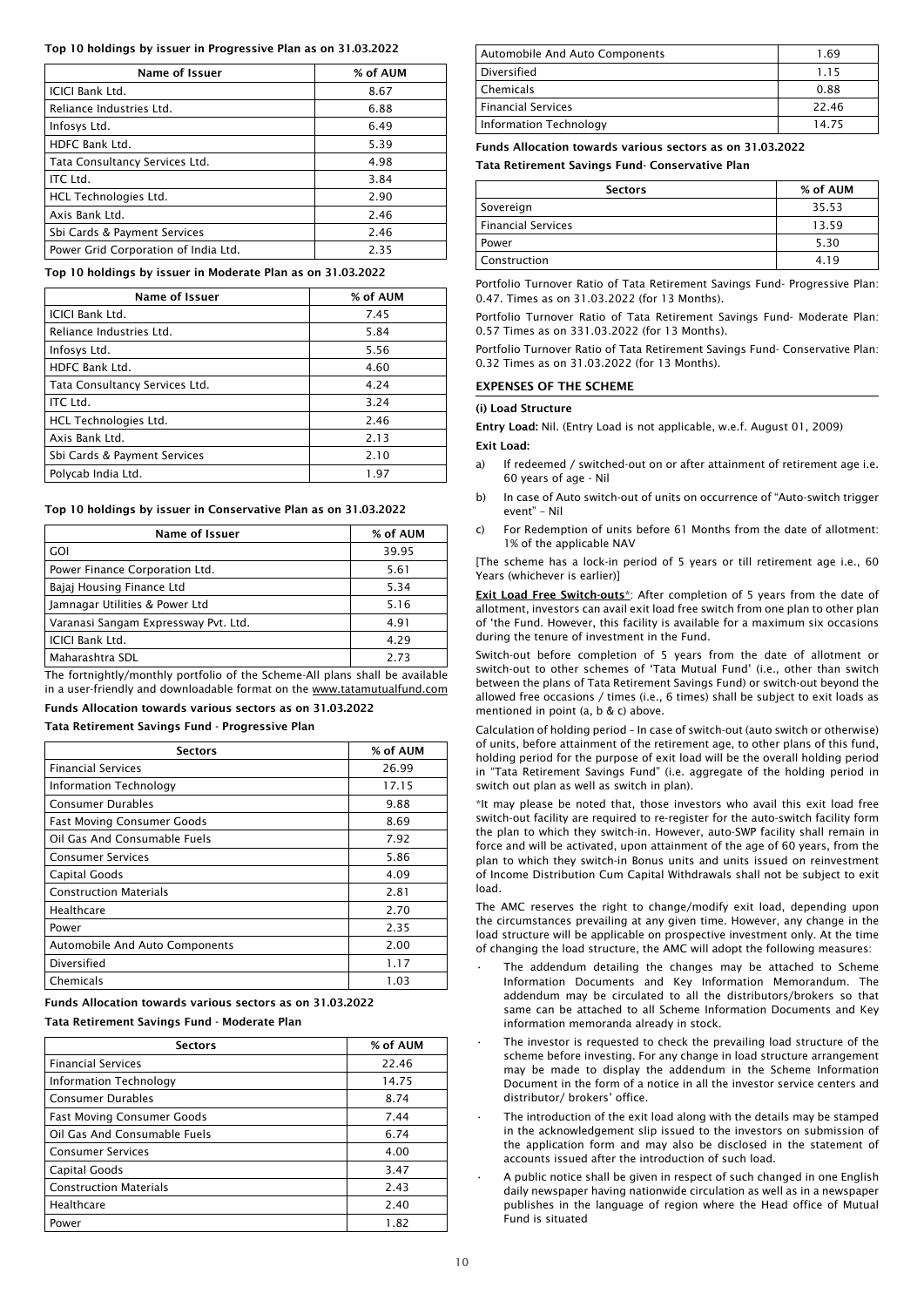**Top 10 holdings by issuer in Progressive Plan as on 31.03.2022**

| Name of Issuer | % of AUM |
|---|---|
| ICICI Bank Ltd. | 8.67 |
| Reliance Industries Ltd. | 6.88 |
| Infosys Ltd. | 6.49 |
| HDFC Bank Ltd. | 5.39 |
| Tata Consultancy Services Ltd. | 4.98 |
| ITC Ltd. | 3.84 |
| HCL Technologies Ltd. | 2.90 |
| Axis Bank Ltd. | 2.46 |
| Sbi Cards & Payment Services | 2.46 |
| Power Grid Corporation of India Ltd. | 2.35 |

**Top 10 holdings by issuer in Moderate Plan as on 31.03.2022**

| Name of Issuer | % of AUM |
|---|---|
| ICICI Bank Ltd. | 7.45 |
| Reliance Industries Ltd. | 5.84 |
| Infosys Ltd. | 5.56 |
| HDFC Bank Ltd. | 4.60 |
| Tata Consultancy Services Ltd. | 4.24 |
| ITC Ltd. | 3.24 |
| HCL Technologies Ltd. | 2.46 |
| Axis Bank Ltd. | 2.13 |
| Sbi Cards & Payment Services | 2.10 |
| Polycab India Ltd. | 1.97 |

**Top 10 holdings by issuer in Conservative Plan as on 31.03.2022**

| Name of Issuer | % of AUM |
|---|---|
| GOI | 39.95 |
| Power Finance Corporation Ltd. | 5.61 |
| Bajaj Housing Finance Ltd | 5.34 |
| Jamnagar Utilities & Power Ltd | 5.16 |
| Varanasi Sangam Expressway Pvt. Ltd. | 4.91 |
| ICICI Bank Ltd. | 4.29 |
| Maharashtra SDL | 2.73 |

The fortnightly/monthly portfolio of the Scheme-All plans shall be available in a user-friendly and downloadable format on the www.tatamutualfund.com

**Funds Allocation towards various sectors as on 31.03.2022**

**Tata Retirement Savings Fund - Progressive Plan**

| Sectors | % of AUM |
|---|---|
| Financial Services | 26.99 |
| Information Technology | 17.15 |
| Consumer Durables | 9.88 |
| Fast Moving Consumer Goods | 8.69 |
| Oil Gas And Consumable Fuels | 7.92 |
| Consumer Services | 5.86 |
| Capital Goods | 4.09 |
| Construction Materials | 2.81 |
| Healthcare | 2.70 |
| Power | 2.35 |
| Automobile And Auto Components | 2.00 |
| Diversified | 1.17 |
| Chemicals | 1.03 |

**Funds Allocation towards various sectors as on 31.03.2022**

**Tata Retirement Savings Fund - Moderate Plan**

| Sectors | % of AUM |
|---|---|
| Financial Services | 22.46 |
| Information Technology | 14.75 |
| Consumer Durables | 8.74 |
| Fast Moving Consumer Goods | 7.44 |
| Oil Gas And Consumable Fuels | 6.74 |
| Consumer Services | 4.00 |
| Capital Goods | 3.47 |
| Construction Materials | 2.43 |
| Healthcare | 2.40 |
| Power | 1.82 |
| Automobile And Auto Components | 1.69 |
| Diversified | 1.15 |
| Chemicals | 0.88 |
| Financial Services | 22.46 |
| Information Technology | 14.75 |

**Funds Allocation towards various sectors as on 31.03.2022**

**Tata Retirement Savings Fund- Conservative Plan**

| Sectors | % of AUM |
|---|---|
| Sovereign | 35.53 |
| Financial Services | 13.59 |
| Power | 5.30 |
| Construction | 4.19 |

Portfolio Turnover Ratio of Tata Retirement Savings Fund- Progressive Plan: 0.47. Times as on 31.03.2022 (for 13 Months).

Portfolio Turnover Ratio of Tata Retirement Savings Fund- Moderate Plan: 0.57 Times as on 331.03.2022 (for 13 Months).

Portfolio Turnover Ratio of Tata Retirement Savings Fund- Conservative Plan: 0.32 Times as on 31.03.2022 (for 13 Months).

## EXPENSES OF THE SCHEME

**(i) Load Structure**

**Entry Load:** Nil. (Entry Load is not applicable, w.e.f. August 01, 2009)

**Exit Load:**

a) If redeemed / switched-out on or after attainment of retirement age i.e. 60 years of age - Nil

b) In case of Auto switch-out of units on occurrence of "Auto-switch trigger event" – Nil

c) For Redemption of units before 61 Months from the date of allotment: 1% of the applicable NAV

[The scheme has a lock-in period of 5 years or till retirement age i.e., 60 Years (whichever is earlier)]

**Exit Load Free Switch-outs***: After completion of 5 years from the date of allotment, investors can avail exit load free switch from one plan to other plan of 'the Fund. However, this facility is available for a maximum six occasions during the tenure of investment in the Fund.

Switch-out before completion of 5 years from the date of allotment or switch-out to other schemes of 'Tata Mutual Fund' (i.e., other than switch between the plans of Tata Retirement Savings Fund) or switch-out beyond the allowed free occasions / times (i.e., 6 times) shall be subject to exit loads as mentioned in point (a, b & c) above.

Calculation of holding period – In case of switch-out (auto switch or otherwise) of units, before attainment of the retirement age, to other plans of this fund, holding period for the purpose of exit load will be the overall holding period in "Tata Retirement Savings Fund" (i.e. aggregate of the holding period in switch out plan as well as switch in plan).

*It may please be noted that, those investors who avail this exit load free switch-out facility are required to re-register for the auto-switch facility form the plan to which they switch-in. However, auto-SWP facility shall remain in force and will be activated, upon attainment of the age of 60 years, from the plan to which they switch-in Bonus units and units issued on reinvestment of Income Distribution Cum Capital Withdrawals shall not be subject to exit load.

The AMC reserves the right to change/modify exit load, depending upon the circumstances prevailing at any given time. However, any change in the load structure will be applicable on prospective investment only. At the time of changing the load structure, the AMC will adopt the following measures:

- The addendum detailing the changes may be attached to Scheme Information Documents and Key Information Memorandum. The addendum may be circulated to all the distributors/brokers so that same can be attached to all Scheme Information Documents and Key information memoranda already in stock.
- The investor is requested to check the prevailing load structure of the scheme before investing. For any change in load structure arrangement may be made to display the addendum in the Scheme Information Document in the form of a notice in all the investor service centers and distributor/ brokers' office.
- The introduction of the exit load along with the details may be stamped in the acknowledgement slip issued to the investors on submission of the application form and may also be disclosed in the statement of accounts issued after the introduction of such load.
- A public notice shall be given in respect of such changed in one English daily newspaper having nationwide circulation as well as in a newspaper publishes in the language of region where the Head office of Mutual Fund is situated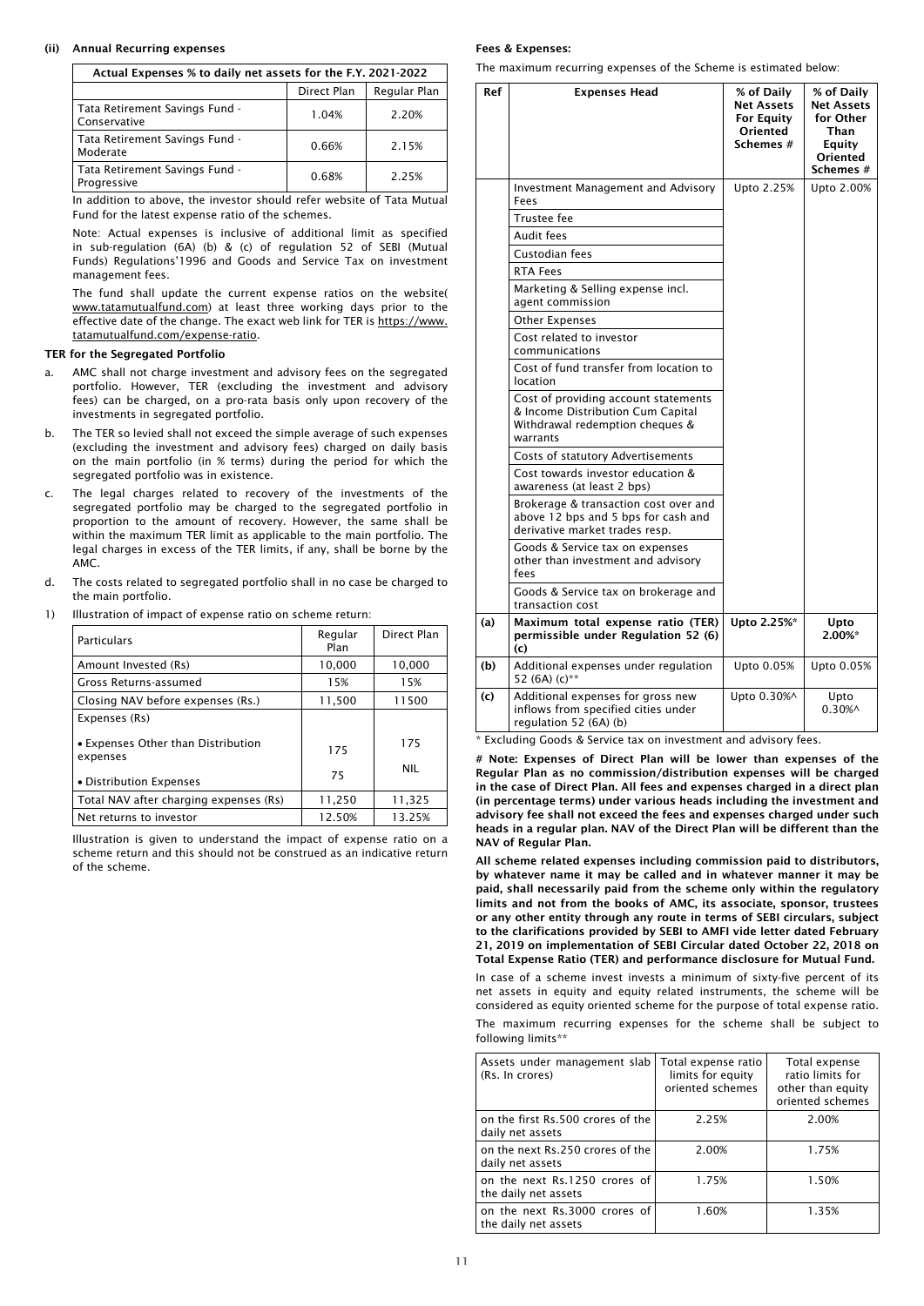### (ii) Annual Recurring expenses

| Actual Expenses % to daily net assets for the F.Y. 2021-2022 | | |
|---|---|---|
| | Direct Plan | Regular Plan |
| Tata Retirement Savings Fund - Conservative | 1.04% | 2.20% |
| Tata Retirement Savings Fund - Moderate | 0.66% | 2.15% |
| Tata Retirement Savings Fund - Progressive | 0.68% | 2.25% |

In addition to above, the investor should refer website of Tata Mutual Fund for the latest expense ratio of the schemes.

Note: Actual expenses is inclusive of additional limit as specified in sub-regulation (6A) (b) & (c) of regulation 52 of SEBI (Mutual Funds) Regulations'1996 and Goods and Service Tax on investment management fees.

The fund shall update the current expense ratios on the website( www.tatamutualfund.com) at least three working days prior to the effective date of the change. The exact web link for TER is https://www.tatamutualfund.com/expense-ratio.

**TER for the Segregated Portfolio**

a. AMC shall not charge investment and advisory fees on the segregated portfolio. However, TER (excluding the investment and advisory fees) can be charged, on a pro-rata basis only upon recovery of the investments in segregated portfolio.

b. The TER so levied shall not exceed the simple average of such expenses (excluding the investment and advisory fees) charged on daily basis on the main portfolio (in % terms) during the period for which the segregated portfolio was in existence.

c. The legal charges related to recovery of the investments of the segregated portfolio may be charged to the segregated portfolio in proportion to the amount of recovery. However, the same shall be within the maximum TER limit as applicable to the main portfolio. The legal charges in excess of the TER limits, if any, shall be borne by the AMC.

d. The costs related to segregated portfolio shall in no case be charged to the main portfolio.

1) Illustration of impact of expense ratio on scheme return:

| Particulars | Regular Plan | Direct Plan |
|---|---|---|
| Amount Invested (Rs) | 10,000 | 10,000 |
| Gross Returns-assumed | 15% | 15% |
| Closing NAV before expenses (Rs.) | 11,500 | 11500 |
| Expenses (Rs) | | |
| • Expenses Other than Distribution expenses | 175 | 175 |
| • Distribution Expenses | 75 | NIL |
| Total NAV after charging expenses (Rs) | 11,250 | 11,325 |
| Net returns to investor | 12.50% | 13.25% |

Illustration is given to understand the impact of expense ratio on a scheme return and this should not be construed as an indicative return of the scheme.

**Fees & Expenses:**

The maximum recurring expenses of the Scheme is estimated below:

| Ref | Expenses Head | % of Daily Net Assets For Equity Oriented Schemes # | % of Daily Net Assets for Other Than Equity Oriented Schemes # |
|---|---|---|---|
| | Investment Management and Advisory Fees | Upto 2.25% | Upto 2.00% |
| | Trustee fee | | |
| | Audit fees | | |
| | Custodian fees | | |
| | RTA Fees | | |
| | Marketing & Selling expense incl. agent commission | | |
| | Other Expenses | | |
| | Cost related to investor communications | | |
| | Cost of fund transfer from location to location | | |
| | Cost of providing account statements & Income Distribution Cum Capital Withdrawal redemption cheques & warrants | | |
| | Costs of statutory Advertisements | | |
| | Cost towards investor education & awareness (at least 2 bps) | | |
| | Brokerage & transaction cost over and above 12 bps and 5 bps for cash and derivative market trades resp. | | |
| | Goods & Service tax on expenses other than investment and advisory fees | | |
| | Goods & Service tax on brokerage and transaction cost | | |
| **(a)** | **Maximum total expense ratio (TER) permissible under Regulation 52 (6) (c)** | **Upto 2.25%*** | **Upto 2.00%*** |
| **(b)** | Additional expenses under regulation 52 (6A) (c)** | Upto 0.05% | Upto 0.05% |
| **(c)** | Additional expenses for gross new inflows from specified cities under regulation 52 (6A) (b) | Upto 0.30%^ | Upto 0.30%^ |

* Excluding Goods & Service tax on investment and advisory fees.

**# Note: Expenses of Direct Plan will be lower than expenses of the Regular Plan as no commission/distribution expenses will be charged in the case of Direct Plan. All fees and expenses charged in a direct plan (in percentage terms) under various heads including the investment and advisory fee shall not exceed the fees and expenses charged under such heads in a regular plan. NAV of the Direct Plan will be different than the NAV of Regular Plan.**

**All scheme related expenses including commission paid to distributors, by whatever name it may be called and in whatever manner it may be paid, shall necessarily paid from the scheme only within the regulatory limits and not from the books of AMC, its associate, sponsor, trustees or any other entity through any route in terms of SEBI circulars, subject to the clarifications provided by SEBI to AMFI vide letter dated February 21, 2019 on implementation of SEBI Circular dated October 22, 2018 on Total Expense Ratio (TER) and performance disclosure for Mutual Fund.**

In case of a scheme invest invests a minimum of sixty-five percent of its net assets in equity and equity related instruments, the scheme will be considered as equity oriented scheme for the purpose of total expense ratio.

The maximum recurring expenses for the scheme shall be subject to following limits**

| Assets under management slab (Rs. In crores) | Total expense ratio limits for equity oriented schemes | Total expense ratio limits for other than equity oriented schemes |
|---|---|---|
| on the first Rs.500 crores of the daily net assets | 2.25% | 2.00% |
| on the next Rs.250 crores of the daily net assets | 2.00% | 1.75% |
| on the next Rs.1250 crores of the daily net assets | 1.75% | 1.50% |
| on the next Rs.3000 crores of the daily net assets | 1.60% | 1.35% |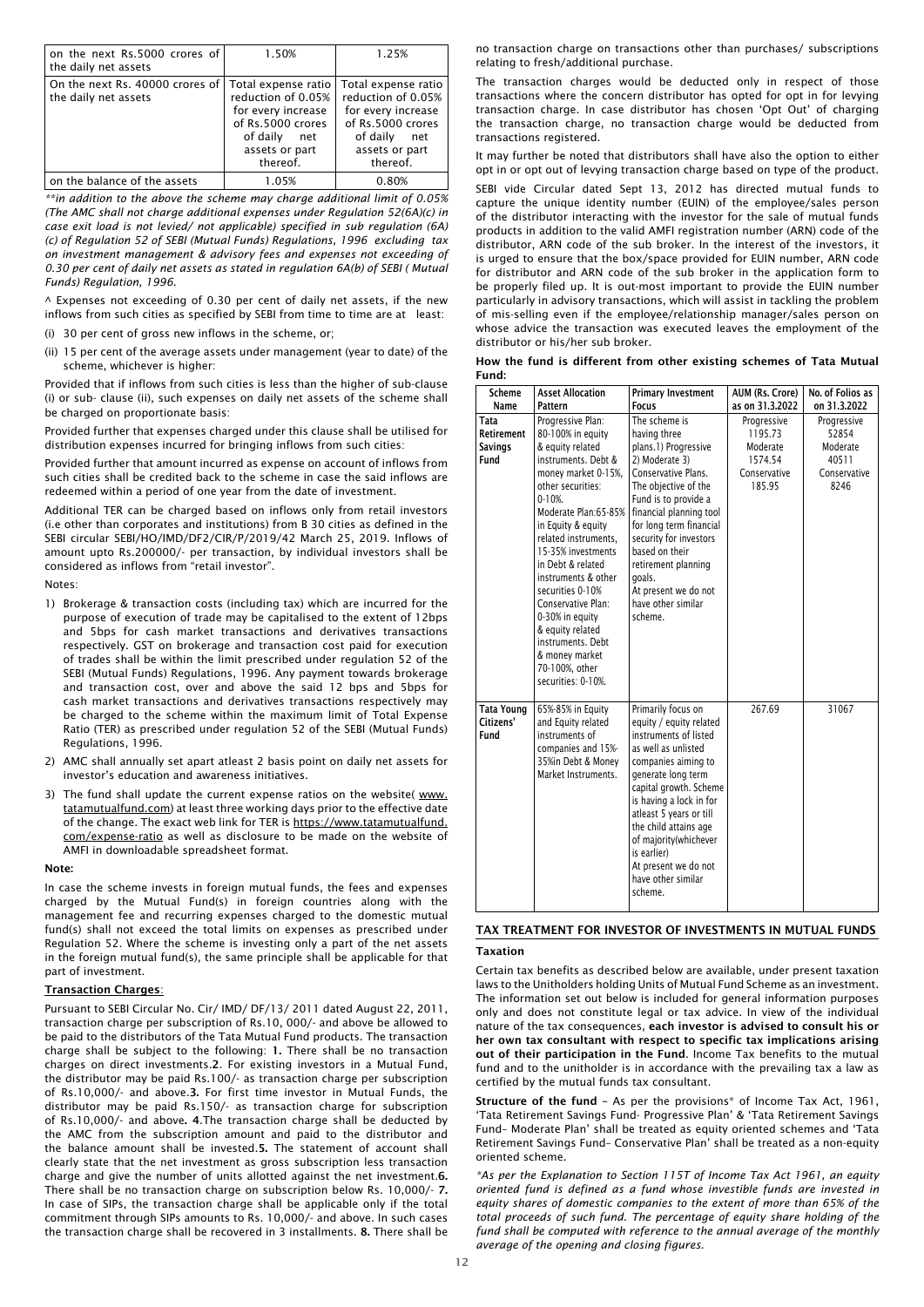| on the next Rs.5000 crores of the daily net assets | 1.50% | 1.25% |
|---|---|---|
| On the next Rs. 40000 crores of the daily net assets | Total expense ratio reduction of 0.05% for every increase of Rs.5000 crores of daily net assets or part thereof. | Total expense ratio reduction of 0.05% for every increase of Rs.5000 crores of daily net assets or part thereof. |
| on the balance of the assets | 1.05% | 0.80% |

*\*\*in addition to the above the scheme may charge additional limit of 0.05% (The AMC shall not charge additional expenses under Regulation 52(6A)(c) in case exit load is not levied/ not applicable) specified in sub regulation (6A) (c) of Regulation 52 of SEBI (Mutual Funds) Regulations, 1996 excluding tax on investment management & advisory fees and expenses not exceeding of 0.30 per cent of daily net assets as stated in regulation 6A(b) of SEBI ( Mutual Funds) Regulation, 1996.*

^ Expenses not exceeding of 0.30 per cent of daily net assets, if the new inflows from such cities as specified by SEBI from time to time are at least:

(i) 30 per cent of gross new inflows in the scheme, or;

(ii) 15 per cent of the average assets under management (year to date) of the scheme, whichever is higher:

Provided that if inflows from such cities is less than the higher of sub-clause (i) or sub- clause (ii), such expenses on daily net assets of the scheme shall be charged on proportionate basis:

Provided further that expenses charged under this clause shall be utilised for distribution expenses incurred for bringing inflows from such cities:

Provided further that amount incurred as expense on account of inflows from such cities shall be credited back to the scheme in case the said inflows are redeemed within a period of one year from the date of investment.

Additional TER can be charged based on inflows only from retail investors (i.e other than corporates and institutions) from B 30 cities as defined in the SEBI circular SEBI/HO/IMD/DF2/CIR/P/2019/42 March 25, 2019. Inflows of amount upto Rs.200000/- per transaction, by individual investors shall be considered as inflows from "retail investor".

Notes:

1) Brokerage & transaction costs (including tax) which are incurred for the purpose of execution of trade may be capitalised to the extent of 12bps and 5bps for cash market transactions and derivatives transactions respectively. GST on brokerage and transaction cost paid for execution of trades shall be within the limit prescribed under regulation 52 of the SEBI (Mutual Funds) Regulations, 1996. Any payment towards brokerage and transaction cost, over and above the said 12 bps and 5bps for cash market transactions and derivatives transactions respectively may be charged to the scheme within the maximum limit of Total Expense Ratio (TER) as prescribed under regulation 52 of the SEBI (Mutual Funds) Regulations, 1996.

2) AMC shall annually set apart atleast 2 basis point on daily net assets for investor's education and awareness initiatives.

3) The fund shall update the current expense ratios on the website( www.tatamutualfund.com) at least three working days prior to the effective date of the change. The exact web link for TER is https://www.tatamutualfund.com/expense-ratio as well as disclosure to be made on the website of AMFI in downloadable spreadsheet format.

**Note:**

In case the scheme invests in foreign mutual funds, the fees and expenses charged by the Mutual Fund(s) in foreign countries along with the management fee and recurring expenses charged to the domestic mutual fund(s) shall not exceed the total limits on expenses as prescribed under Regulation 52. Where the scheme is investing only a part of the net assets in the foreign mutual fund(s), the same principle shall be applicable for that part of investment.

**Transaction Charges**:

Pursuant to SEBI Circular No. Cir/ IMD/ DF/13/ 2011 dated August 22, 2011, transaction charge per subscription of Rs.10, 000/- and above be allowed to be paid to the distributors of the Tata Mutual Fund products. The transaction charge shall be subject to the following: **1.** There shall be no transaction charges on direct investments.**2**. For existing investors in a Mutual Fund, the distributor may be paid Rs.100/- as transaction charge per subscription of Rs.10,000/- and above.**3.** For first time investor in Mutual Funds, the distributor may be paid Rs.150/- as transaction charge for subscription of Rs.10,000/- and above**. 4**.The transaction charge shall be deducted by the AMC from the subscription amount and paid to the distributor and the balance amount shall be invested.**5.** The statement of account shall clearly state that the net investment as gross subscription less transaction charge and give the number of units allotted against the net investment.**6.** There shall be no transaction charge on subscription below Rs. 10,000/- **7.** In case of SIPs, the transaction charge shall be applicable only if the total commitment through SIPs amounts to Rs. 10,000/- and above. In such cases the transaction charge shall be recovered in 3 installments. **8.** There shall be no transaction charge on transactions other than purchases/ subscriptions relating to fresh/additional purchase.

The transaction charges would be deducted only in respect of those transactions where the concern distributor has opted for opt in for levying transaction charge. In case distributor has chosen 'Opt Out' of charging the transaction charge, no transaction charge would be deducted from transactions registered.

It may further be noted that distributors shall have also the option to either opt in or opt out of levying transaction charge based on type of the product.

SEBI vide Circular dated Sept 13, 2012 has directed mutual funds to capture the unique identity number (EUIN) of the employee/sales person of the distributor interacting with the investor for the sale of mutual funds products in addition to the valid AMFI registration number (ARN) code of the distributor, ARN code of the sub broker. In the interest of the investors, it is urged to ensure that the box/space provided for EUIN number, ARN code for distributor and ARN code of the sub broker in the application form to be properly filed up. It is out-most important to provide the EUIN number particularly in advisory transactions, which will assist in tackling the problem of mis-selling even if the employee/relationship manager/sales person on whose advice the transaction was executed leaves the employment of the distributor or his/her sub broker.

**How the fund is different from other existing schemes of Tata Mutual Fund:**

| Scheme Name | Asset Allocation Pattern | Primary Investment Focus | AUM (Rs. Crore) as on 31.3.2022 | No. of Folios as on 31.3.2022 |
|---|---|---|---|---|
| **Tata Retirement Savings Fund** | Progressive Plan: 80-100% in equity & equity related instruments. Debt & money market 0-15%, other securities: 0-10%. Moderate Plan:65-85% in Equity & equity related instruments, 15-35% investments in Debt & related instruments & other securities 0-10% Conservative Plan: 0-30% in equity & equity related instruments. Debt & money market 70-100%, other securities: 0-10%. | The scheme is having three plans.1) Progressive 2) Moderate 3) Conservative Plans. The objective of the Fund is to provide a financial planning tool for long term financial security for investors based on their retirement planning goals. At present we do not have other similar scheme. | Progressive 1195.73 Moderate 1574.54 Conservative 185.95 | Progressive 52854 Moderate 40511 Conservative 8246 |
| **Tata Young Citizens' Fund** | 65%-85% in Equity and Equity related instruments of companies and 15%-35%in Debt & Money Market Instruments. | Primarily focus on equity / equity related instruments of listed as well as unlisted companies aiming to generate long term capital growth. Scheme is having a lock in for atleast 5 years or till the child attains age of majority(whichever is earlier) At present we do not have other similar scheme. | 267.69 | 31067 |

## TAX TREATMENT FOR INVESTOR OF INVESTMENTS IN MUTUAL FUNDS

### Taxation

Certain tax benefits as described below are available, under present taxation laws to the Unitholders holding Units of Mutual Fund Scheme as an investment. The information set out below is included for general information purposes only and does not constitute legal or tax advice. In view of the individual nature of the tax consequences, **each investor is advised to consult his or her own tax consultant with respect to specific tax implications arising out of their participation in the Fund**. Income Tax benefits to the mutual fund and to the unitholder is in accordance with the prevailing tax a law as certified by the mutual funds tax consultant.

**Structure of the fund** – As per the provisions\* of Income Tax Act, 1961, 'Tata Retirement Savings Fund- Progressive Plan' & 'Tata Retirement Savings Fund– Moderate Plan' shall be treated as equity oriented schemes and 'Tata Retirement Savings Fund– Conservative Plan' shall be treated as a non-equity oriented scheme.

*\*As per the Explanation to Section 115T of Income Tax Act 1961, an equity oriented fund is defined as a fund whose investible funds are invested in equity shares of domestic companies to the extent of more than 65% of the total proceeds of such fund. The percentage of equity share holding of the fund shall be computed with reference to the annual average of the monthly average of the opening and closing figures.*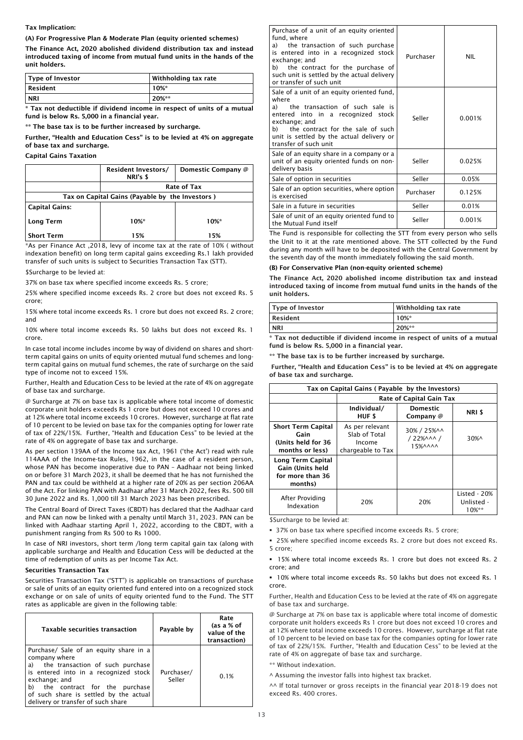**Tax Implication:**

**(A) For Progressive Plan & Moderate Plan (equity oriented schemes)**

**The Finance Act, 2020 abolished dividend distribution tax and instead introduced taxing of income from mutual fund units in the hands of the unit holders.**

| Type of Investor | Withholding tax rate |
|---|---|
| Resident | 10%* |
| NRI | 20%** |

**\* Tax not deductible if dividend income in respect of units of a mutual fund is below Rs. 5,000 in a financial year.**

**\*\* The base tax is to be further increased by surcharge.**

**Further, "Health and Education Cess" is to be levied at 4% on aggregate of base tax and surcharge.**

**Capital Gains Taxation**

| | Resident Investors/ NRI's $ | Domestic Company @ |
|---|---|---|
| | Rate of Tax | |
| Tax on Capital Gains (Payable by the Investors ) | | |
| Capital Gains: | | |
| Long Term | 10%* | 10%* |
| Short Term | 15% | 15% |

*As per Finance Act ,2018, levy of income tax at the rate of 10% ( without indexation benefit) on long term capital gains exceeding Rs.1 lakh provided transfer of such units is subject to Securities Transaction Tax (STT).

$Surcharge to be levied at:

37% on base tax where specified income exceeds Rs. 5 crore;

25% where specified income exceeds Rs. 2 crore but does not exceed Rs. 5 crore;

15% where total income exceeds Rs. 1 crore but does not exceed Rs. 2 crore; and

10% where total income exceeds Rs. 50 lakhs but does not exceed Rs. 1 crore.

In case total income includes income by way of dividend on shares and short-term capital gains on units of equity oriented mutual fund schemes and long-term capital gains on mutual fund schemes, the rate of surcharge on the said type of income not to exceed 15%.

Further, Health and Education Cess to be levied at the rate of 4% on aggregate of base tax and surcharge.

@ Surcharge at 7% on base tax is applicable where total income of domestic corporate unit holders exceeds Rs 1 crore but does not exceed 10 crores and at 12% where total income exceeds 10 crores. However, surcharge at flat rate of 10 percent to be levied on base tax for the companies opting for lower rate of tax of 22%/15%. Further, "Health and Education Cess" to be levied at the rate of 4% on aggregate of base tax and surcharge.

As per section 139AA of the Income tax Act, 1961 ('the Act') read with rule 114AAA of the Income-tax Rules, 1962, in the case of a resident person, whose PAN has become inoperative due to PAN – Aadhaar not being linked on or before 31 March 2023, it shall be deemed that he has not furnished the PAN and tax could be withheld at a higher rate of 20% as per section 206AA of the Act. For linking PAN with Aadhaar after 31 March 2022, fees Rs. 500 till 30 June 2022 and Rs. 1,000 till 31 March 2023 has been prescribed.

The Central Board of Direct Taxes (CBDT) has declared that the Aadhaar card and PAN can now be linked with a penalty until March 31, 2023. PAN can be linked with Aadhaar starting April 1, 2022, according to the CBDT, with a punishment ranging from Rs 500 to Rs 1000.

In case of NRI investors, short term /long term capital gain tax (along with applicable surcharge and Health and Education Cess will be deducted at the time of redemption of units as per Income Tax Act.

**Securities Transaction Tax**

Securities Transaction Tax ("STT") is applicable on transactions of purchase or sale of units of an equity oriented fund entered into on a recognized stock exchange or on sale of units of equity oriented fund to the Fund. The STT rates as applicable are given in the following table:

| Taxable securities transaction | Payable by | Rate (as a % of value of the transaction) |
|---|---|---|
| Purchase/ Sale of an equity share in a company where a) the transaction of such purchase is entered into in a recognized stock exchange; and b) the contract for the purchase of such share is settled by the actual delivery or transfer of such share | Purchaser/ Seller | 0.1% |
| Purchase of a unit of an equity oriented fund, where a) the transaction of such purchase is entered into in a recognized stock exchange; and b) the contract for the purchase of such unit is settled by the actual delivery or transfer of such unit | Purchaser | NIL |
| Sale of a unit of an equity oriented fund, where a) the transaction of such sale is entered into in a recognized stock exchange; and b) the contract for the sale of such unit is settled by the actual delivery or transfer of such unit | Seller | 0.001% |
| Sale of an equity share in a company or a unit of an equity oriented funds on non-delivery basis | Seller | 0.025% |
| Sale of option in securities | Seller | 0.05% |
| Sale of an option securities, where option is exercised | Purchaser | 0.125% |
| Sale in a future in securities | Seller | 0.01% |
| Sale of unit of an equity oriented fund to the Mutual Fund itself | Seller | 0.001% |

The Fund is responsible for collecting the STT from every person who sells the Unit to it at the rate mentioned above. The STT collected by the Fund during any month will have to be deposited with the Central Government by the seventh day of the month immediately following the said month.

**(B) For Conservative Plan (non-equity oriented scheme)**

**The Finance Act, 2020 abolished income distribution tax and instead introduced taxing of income from mutual fund units in the hands of the unit holders.**

| Type of Investor | Withholding tax rate |
|---|---|
| Resident | 10%* |
| NRI | 20%** |

**\* Tax not deductible if dividend income in respect of units of a mutual fund is below Rs. 5,000 in a financial year.**

**\*\* The base tax is to be further increased by surcharge.**

**Further, "Health and Education Cess" is to be levied at 4% on aggregate of base tax and surcharge.**

| Tax on Capital Gains ( Payable by the Investors) | | | |
|---|---|---|---|
| | Rate of Capital Gain Tax | | |
| | Individual/ HUF $ | Domestic Company @ | NRI $ |
| Short Term Capital Gain (Units held for 36 months or less) | As per relevant Slab of Total Income chargeable to Tax | 30% / 25%^^ / 22%^^^ / 15%^^^^ | 30%^ |
| Long Term Capital Gain (Units held for more than 36 months) | | | |
| After Providing Indexation | 20% | 20% | Listed - 20% Unlisted - 10%** |

$Surcharge to be levied at:

- 37% on base tax where specified income exceeds Rs. 5 crore;
- 25% where specified income exceeds Rs. 2 crore but does not exceed Rs. 5 crore;
- 15% where total income exceeds Rs. 1 crore but does not exceed Rs. 2 crore; and
- 10% where total income exceeds Rs. 50 lakhs but does not exceed Rs. 1 crore.

Further, Health and Education Cess to be levied at the rate of 4% on aggregate of base tax and surcharge.

@ Surcharge at 7% on base tax is applicable where total income of domestic corporate unit holders exceeds Rs 1 crore but does not exceed 10 crores and at 12% where total income exceeds 10 crores. However, surcharge at flat rate of 10 percent to be levied on base tax for the companies opting for lower rate of tax of 22%/15%. Further, "Health and Education Cess" to be levied at the rate of 4% on aggregate of base tax and surcharge.

** Without indexation.

^ Assuming the investor falls into highest tax bracket.

^^ If total turnover or gross receipts in the financial year 2018-19 does not exceed Rs. 400 crores.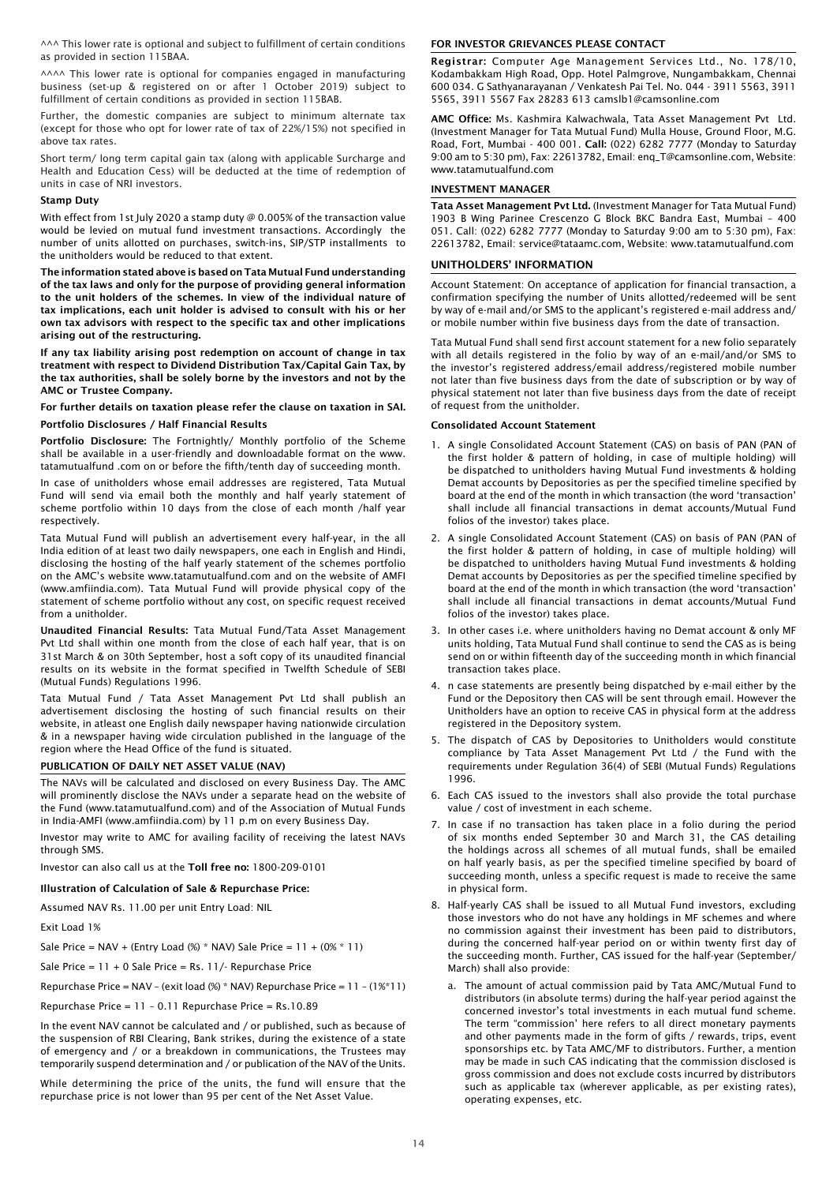^^^ This lower rate is optional and subject to fulfillment of certain conditions as provided in section 115BAA.

^^^^ This lower rate is optional for companies engaged in manufacturing business (set-up & registered on or after 1 October 2019) subject to fulfillment of certain conditions as provided in section 115BAB.

Further, the domestic companies are subject to minimum alternate tax (except for those who opt for lower rate of tax of 22%/15%) not specified in above tax rates.

Short term/ long term capital gain tax (along with applicable Surcharge and Health and Education Cess) will be deducted at the time of redemption of units in case of NRI investors.

**Stamp Duty**

With effect from 1st July 2020 a stamp duty @ 0.005% of the transaction value would be levied on mutual fund investment transactions. Accordingly the number of units allotted on purchases, switch-ins, SIP/STP installments to the unitholders would be reduced to that extent.

**The information stated above is based on Tata Mutual Fund understanding of the tax laws and only for the purpose of providing general information to the unit holders of the schemes. In view of the individual nature of tax implications, each unit holder is advised to consult with his or her own tax advisors with respect to the specific tax and other implications arising out of the restructuring.**

**If any tax liability arising post redemption on account of change in tax treatment with respect to Dividend Distribution Tax/Capital Gain Tax, by the tax authorities, shall be solely borne by the investors and not by the AMC or Trustee Company.**

**For further details on taxation please refer the clause on taxation in SAI.**

**Portfolio Disclosures / Half Financial Results**

**Portfolio Disclosure:** The Fortnightly/ Monthly portfolio of the Scheme shall be available in a user-friendly and downloadable format on the www. tatamutualfund .com on or before the fifth/tenth day of succeeding month.

In case of unitholders whose email addresses are registered, Tata Mutual Fund will send via email both the monthly and half yearly statement of scheme portfolio within 10 days from the close of each month /half year respectively.

Tata Mutual Fund will publish an advertisement every half-year, in the all India edition of at least two daily newspapers, one each in English and Hindi, disclosing the hosting of the half yearly statement of the schemes portfolio on the AMC's website www.tatamutualfund.com and on the website of AMFI (www.amfiindia.com). Tata Mutual Fund will provide physical copy of the statement of scheme portfolio without any cost, on specific request received from a unitholder.

**Unaudited Financial Results:** Tata Mutual Fund/Tata Asset Management Pvt Ltd shall within one month from the close of each half year, that is on 31st March & on 30th September, host a soft copy of its unaudited financial results on its website in the format specified in Twelfth Schedule of SEBI (Mutual Funds) Regulations 1996.

Tata Mutual Fund / Tata Asset Management Pvt Ltd shall publish an advertisement disclosing the hosting of such financial results on their website, in atleast one English daily newspaper having nationwide circulation & in a newspaper having wide circulation published in the language of the region where the Head Office of the fund is situated.

## PUBLICATION OF DAILY NET ASSET VALUE (NAV)

The NAVs will be calculated and disclosed on every Business Day. The AMC will prominently disclose the NAVs under a separate head on the website of the Fund (www.tatamutualfund.com) and of the Association of Mutual Funds in India-AMFI (www.amfiindia.com) by 11 p.m on every Business Day.

Investor may write to AMC for availing facility of receiving the latest NAVs through SMS.

Investor can also call us at the **Toll free no:** 1800-209-0101

**Illustration of Calculation of Sale & Repurchase Price:**

Assumed NAV Rs. 11.00 per unit Entry Load: NIL

Exit Load 1%

Sale Price = NAV + (Entry Load (%) * NAV) Sale Price = 11 + (0% * 11)

Sale Price = 11 + 0 Sale Price = Rs. 11/- Repurchase Price

Repurchase Price = NAV – (exit load (%) * NAV) Repurchase Price = 11 – (1%*11)

Repurchase Price = 11 – 0.11 Repurchase Price = Rs.10.89

In the event NAV cannot be calculated and / or published, such as because of the suspension of RBI Clearing, Bank strikes, during the existence of a state of emergency and / or a breakdown in communications, the Trustees may temporarily suspend determination and / or publication of the NAV of the Units.

While determining the price of the units, the fund will ensure that the repurchase price is not lower than 95 per cent of the Net Asset Value.

## FOR INVESTOR GRIEVANCES PLEASE CONTACT

**Registrar:** Computer Age Management Services Ltd., No. 178/10, Kodambakkam High Road, Opp. Hotel Palmgrove, Nungambakkam, Chennai 600 034. G Sathyanarayanan / Venkatesh Pai Tel. No. 044 - 3911 5563, 3911 5565, 3911 5567 Fax 28283 613 camslb1@camsonline.com

**AMC Office:** Ms. Kashmira Kalwachwala, Tata Asset Management Pvt Ltd. (Investment Manager for Tata Mutual Fund) Mulla House, Ground Floor, M.G. Road, Fort, Mumbai - 400 001. **Call:** (022) 6282 7777 (Monday to Saturday 9:00 am to 5:30 pm), Fax: 22613782, Email: enq_T@camsonline.com, Website: www.tatamutualfund.com

## INVESTMENT MANAGER

**Tata Asset Management Pvt Ltd.** (Investment Manager for Tata Mutual Fund) 1903 B Wing Parinee Crescenzo G Block BKC Bandra East, Mumbai – 400 051. Call: (022) 6282 7777 (Monday to Saturday 9:00 am to 5:30 pm), Fax: 22613782, Email: service@tataamc.com, Website: www.tatamutualfund.com

## UNITHOLDERS' INFORMATION

Account Statement: On acceptance of application for financial transaction, a confirmation specifying the number of Units allotted/redeemed will be sent by way of e-mail and/or SMS to the applicant's registered e-mail address and/ or mobile number within five business days from the date of transaction.

Tata Mutual Fund shall send first account statement for a new folio separately with all details registered in the folio by way of an e-mail/and/or SMS to the investor's registered address/email address/registered mobile number not later than five business days from the date of subscription or by way of physical statement not later than five business days from the date of receipt of request from the unitholder.

**Consolidated Account Statement**

1. A single Consolidated Account Statement (CAS) on basis of PAN (PAN of the first holder & pattern of holding, in case of multiple holding) will be dispatched to unitholders having Mutual Fund investments & holding Demat accounts by Depositories as per the specified timeline specified by board at the end of the month in which transaction (the word 'transaction' shall include all financial transactions in demat accounts/Mutual Fund folios of the investor) takes place.
2. A single Consolidated Account Statement (CAS) on basis of PAN (PAN of the first holder & pattern of holding, in case of multiple holding) will be dispatched to unitholders having Mutual Fund investments & holding Demat accounts by Depositories as per the specified timeline specified by board at the end of the month in which transaction (the word 'transaction' shall include all financial transactions in demat accounts/Mutual Fund folios of the investor) takes place.
3. In other cases i.e. where unitholders having no Demat account & only MF units holding, Tata Mutual Fund shall continue to send the CAS as is being send on or within fifteenth day of the succeeding month in which financial transaction takes place.
4. n case statements are presently being dispatched by e-mail either by the Fund or the Depository then CAS will be sent through email. However the Unitholders have an option to receive CAS in physical form at the address registered in the Depository system.
5. The dispatch of CAS by Depositories to Unitholders would constitute compliance by Tata Asset Management Pvt Ltd / the Fund with the requirements under Regulation 36(4) of SEBI (Mutual Funds) Regulations 1996.
6. Each CAS issued to the investors shall also provide the total purchase value / cost of investment in each scheme.
7. In case if no transaction has taken place in a folio during the period of six months ended September 30 and March 31, the CAS detailing the holdings across all schemes of all mutual funds, shall be emailed on half yearly basis, as per the specified timeline specified by board of succeeding month, unless a specific request is made to receive the same in physical form.
8. Half-yearly CAS shall be issued to all Mutual Fund investors, excluding those investors who do not have any holdings in MF schemes and where no commission against their investment has been paid to distributors, during the concerned half-year period on or within twenty first day of the succeeding month. Further, CAS issued for the half-year (September/ March) shall also provide:
   a. The amount of actual commission paid by Tata AMC/Mutual Fund to distributors (in absolute terms) during the half-year period against the concerned investor's total investments in each mutual fund scheme. The term "commission" here refers to all direct monetary payments and other payments made in the form of gifts / rewards, trips, event sponsorships etc. by Tata AMC/MF to distributors. Further, a mention may be made in such CAS indicating that the commission disclosed is gross commission and does not exclude costs incurred by distributors such as applicable tax (wherever applicable, as per existing rates), operating expenses, etc.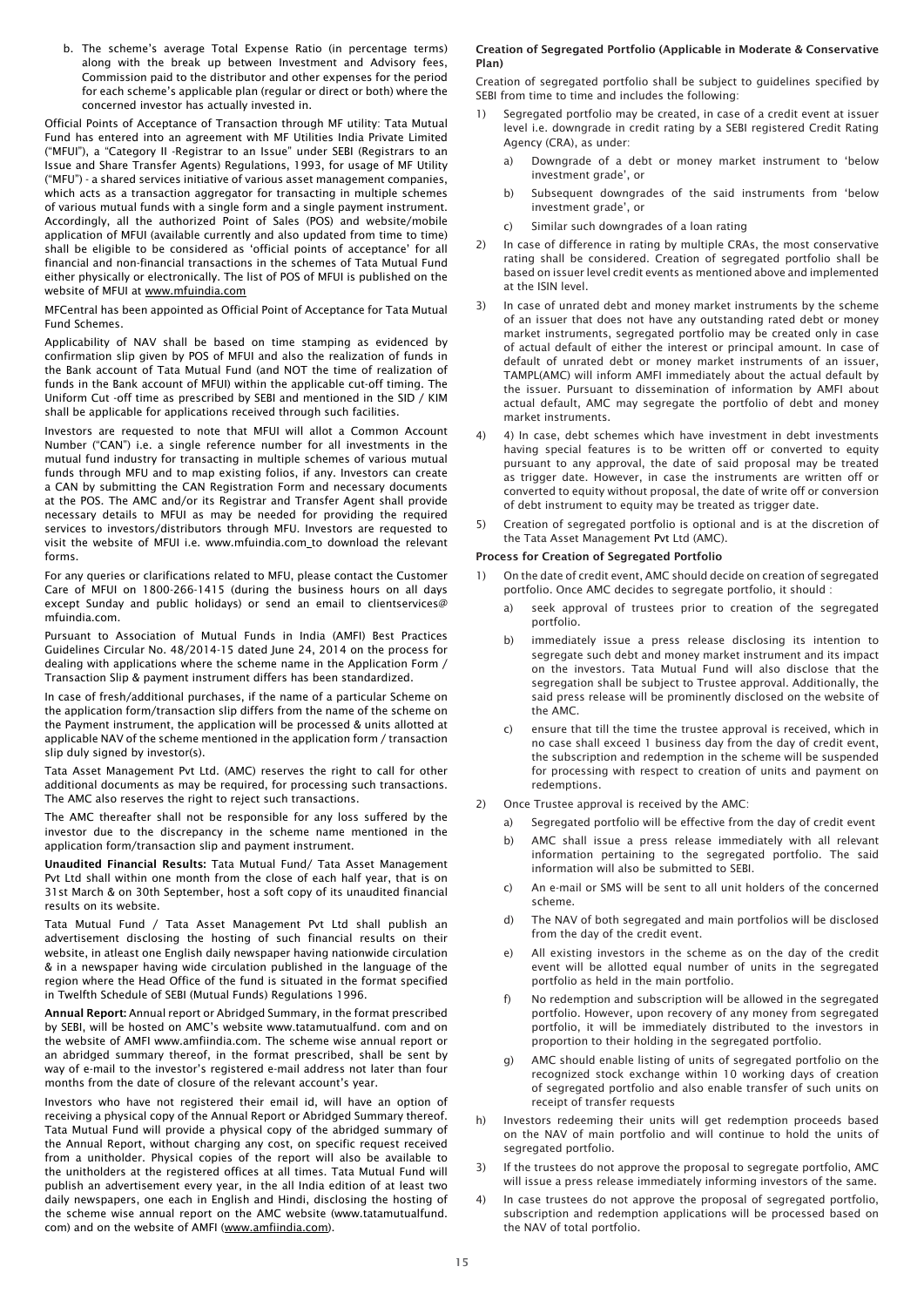b. The scheme's average Total Expense Ratio (in percentage terms) along with the break up between Investment and Advisory fees, Commission paid to the distributor and other expenses for the period for each scheme's applicable plan (regular or direct or both) where the concerned investor has actually invested in.

Official Points of Acceptance of Transaction through MF utility: Tata Mutual Fund has entered into an agreement with MF Utilities India Private Limited ("MFUI"), a "Category II -Registrar to an Issue" under SEBI (Registrars to an Issue and Share Transfer Agents) Regulations, 1993, for usage of MF Utility ("MFU") - a shared services initiative of various asset management companies, which acts as a transaction aggregator for transacting in multiple schemes of various mutual funds with a single form and a single payment instrument. Accordingly, all the authorized Point of Sales (POS) and website/mobile application of MFUI (available currently and also updated from time to time) shall be eligible to be considered as 'official points of acceptance' for all financial and non-financial transactions in the schemes of Tata Mutual Fund either physically or electronically. The list of POS of MFUI is published on the website of MFUI at www.mfuindia.com

MFCentral has been appointed as Official Point of Acceptance for Tata Mutual Fund Schemes.

Applicability of NAV shall be based on time stamping as evidenced by confirmation slip given by POS of MFUI and also the realization of funds in the Bank account of Tata Mutual Fund (and NOT the time of realization of funds in the Bank account of MFUI) within the applicable cut-off timing. The Uniform Cut -off time as prescribed by SEBI and mentioned in the SID / KIM shall be applicable for applications received through such facilities.

Investors are requested to note that MFUI will allot a Common Account Number ("CAN") i.e. a single reference number for all investments in the mutual fund industry for transacting in multiple schemes of various mutual funds through MFU and to map existing folios, if any. Investors can create a CAN by submitting the CAN Registration Form and necessary documents at the POS. The AMC and/or its Registrar and Transfer Agent shall provide necessary details to MFUI as may be needed for providing the required services to investors/distributors through MFU. Investors are requested to visit the website of MFUI i.e. www.mfuindia.com_to download the relevant forms.

For any queries or clarifications related to MFU, please contact the Customer Care of MFUI on 1800-266-1415 (during the business hours on all days except Sunday and public holidays) or send an email to clientservices@mfuindia.com.

Pursuant to Association of Mutual Funds in India (AMFI) Best Practices Guidelines Circular No. 48/2014-15 dated June 24, 2014 on the process for dealing with applications where the scheme name in the Application Form / Transaction Slip & payment instrument differs has been standardized.

In case of fresh/additional purchases, if the name of a particular Scheme on the application form/transaction slip differs from the name of the scheme on the Payment instrument, the application will be processed & units allotted at applicable NAV of the scheme mentioned in the application form / transaction slip duly signed by investor(s).

Tata Asset Management Pvt Ltd. (AMC) reserves the right to call for other additional documents as may be required, for processing such transactions. The AMC also reserves the right to reject such transactions.

The AMC thereafter shall not be responsible for any loss suffered by the investor due to the discrepancy in the scheme name mentioned in the application form/transaction slip and payment instrument.

**Unaudited Financial Results:** Tata Mutual Fund/ Tata Asset Management Pvt Ltd shall within one month from the close of each half year, that is on 31st March & on 30th September, host a soft copy of its unaudited financial results on its website.

Tata Mutual Fund / Tata Asset Management Pvt Ltd shall publish an advertisement disclosing the hosting of such financial results on their website, in atleast one English daily newspaper having nationwide circulation & in a newspaper having wide circulation published in the language of the region where the Head Office of the fund is situated in the format specified in Twelfth Schedule of SEBI (Mutual Funds) Regulations 1996.

**Annual Report:** Annual report or Abridged Summary, in the format prescribed by SEBI, will be hosted on AMC's website www.tatamutualfund. com and on the website of AMFI www.amfiindia.com. The scheme wise annual report or an abridged summary thereof, in the format prescribed, shall be sent by way of e-mail to the investor's registered e-mail address not later than four months from the date of closure of the relevant account's year.

Investors who have not registered their email id, will have an option of receiving a physical copy of the Annual Report or Abridged Summary thereof. Tata Mutual Fund will provide a physical copy of the abridged summary of the Annual Report, without charging any cost, on specific request received from a unitholder. Physical copies of the report will also be available to the unitholders at the registered offices at all times. Tata Mutual Fund will publish an advertisement every year, in the all India edition of at least two daily newspapers, one each in English and Hindi, disclosing the hosting of the scheme wise annual report on the AMC website (www.tatamutualfund. com) and on the website of AMFI (www.amfiindia.com).

**Creation of Segregated Portfolio (Applicable in Moderate & Conservative Plan)**

Creation of segregated portfolio shall be subject to guidelines specified by SEBI from time to time and includes the following:

1) Segregated portfolio may be created, in case of a credit event at issuer level i.e. downgrade in credit rating by a SEBI registered Credit Rating Agency (CRA), as under:
   a) Downgrade of a debt or money market instrument to 'below investment grade', or
   b) Subsequent downgrades of the said instruments from 'below investment grade', or
   c) Similar such downgrades of a loan rating
2) In case of difference in rating by multiple CRAs, the most conservative rating shall be considered. Creation of segregated portfolio shall be based on issuer level credit events as mentioned above and implemented at the ISIN level.
3) In case of unrated debt and money market instruments by the scheme of an issuer that does not have any outstanding rated debt or money market instruments, segregated portfolio may be created only in case of actual default of either the interest or principal amount. In case of default of unrated debt or money market instruments of an issuer, TAMPL(AMC) will inform AMFI immediately about the actual default by the issuer. Pursuant to dissemination of information by AMFI about actual default, AMC may segregate the portfolio of debt and money market instruments.
4) 4) In case, debt schemes which have investment in debt investments having special features is to be written off or converted to equity pursuant to any approval, the date of said proposal may be treated as trigger date. However, in case the instruments are written off or converted to equity without proposal, the date of write off or conversion of debt instrument to equity may be treated as trigger date.
5) Creation of segregated portfolio is optional and is at the discretion of the Tata Asset Management Pvt Ltd (AMC).

**Process for Creation of Segregated Portfolio**

1) On the date of credit event, AMC should decide on creation of segregated portfolio. Once AMC decides to segregate portfolio, it should :
   a) seek approval of trustees prior to creation of the segregated portfolio.
   b) immediately issue a press release disclosing its intention to segregate such debt and money market instrument and its impact on the investors. Tata Mutual Fund will also disclose that the segregation shall be subject to Trustee approval. Additionally, the said press release will be prominently disclosed on the website of the AMC.
   c) ensure that till the time the trustee approval is received, which in no case shall exceed 1 business day from the day of credit event, the subscription and redemption in the scheme will be suspended for processing with respect to creation of units and payment on redemptions.
2) Once Trustee approval is received by the AMC:
   a) Segregated portfolio will be effective from the day of credit event
   b) AMC shall issue a press release immediately with all relevant information pertaining to the segregated portfolio. The said information will also be submitted to SEBI.
   c) An e-mail or SMS will be sent to all unit holders of the concerned scheme.
   d) The NAV of both segregated and main portfolios will be disclosed from the day of the credit event.
   e) All existing investors in the scheme as on the day of the credit event will be allotted equal number of units in the segregated portfolio as held in the main portfolio.
   f) No redemption and subscription will be allowed in the segregated portfolio. However, upon recovery of any money from segregated portfolio, it will be immediately distributed to the investors in proportion to their holding in the segregated portfolio.
   g) AMC should enable listing of units of segregated portfolio on the recognized stock exchange within 10 working days of creation of segregated portfolio and also enable transfer of such units on receipt of transfer requests

h) Investors redeeming their units will get redemption proceeds based on the NAV of main portfolio and will continue to hold the units of segregated portfolio.

3) If the trustees do not approve the proposal to segregate portfolio, AMC will issue a press release immediately informing investors of the same.
4) In case trustees do not approve the proposal of segregated portfolio, subscription and redemption applications will be processed based on the NAV of total portfolio.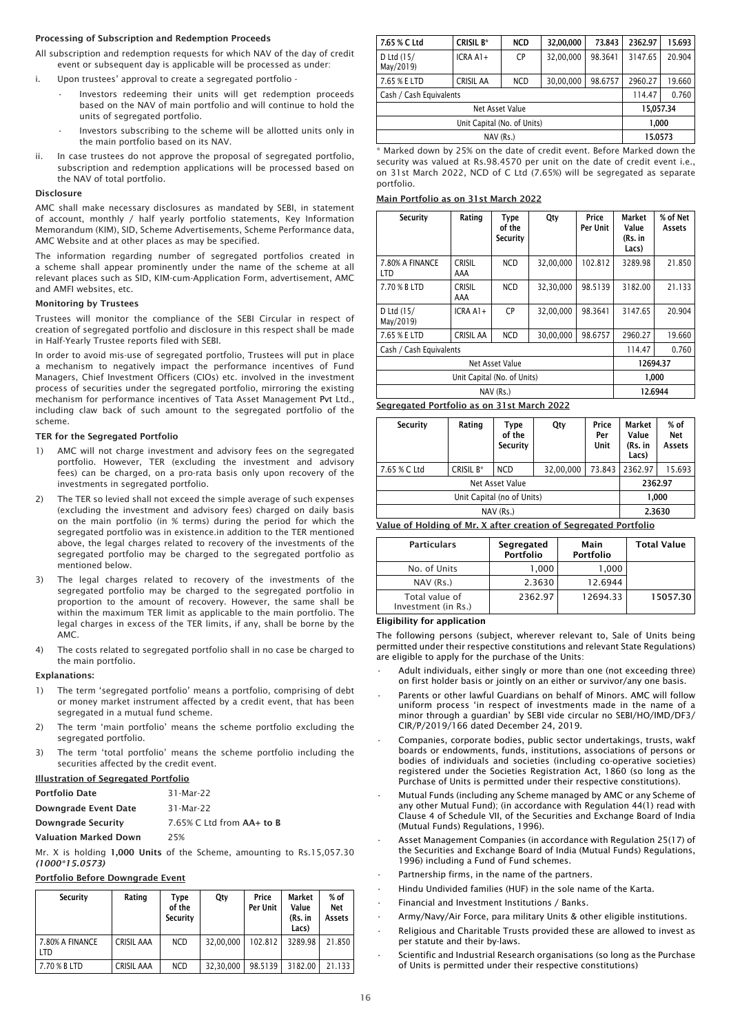#### Processing of Subscription and Redemption Proceeds

All subscription and redemption requests for which NAV of the day of credit event or subsequent day is applicable will be processed as under:

i. Upon trustees' approval to create a segregated portfolio -
   - Investors redeeming their units will get redemption proceeds based on the NAV of main portfolio and will continue to hold the units of segregated portfolio.
   - Investors subscribing to the scheme will be allotted units only in the main portfolio based on its NAV.

ii. In case trustees do not approve the proposal of segregated portfolio, subscription and redemption applications will be processed based on the NAV of total portfolio.

#### Disclosure

AMC shall make necessary disclosures as mandated by SEBI, in statement of account, monthly / half yearly portfolio statements, Key Information Memorandum (KIM), SID, Scheme Advertisements, Scheme Performance data, AMC Website and at other places as may be specified.

The information regarding number of segregated portfolios created in a scheme shall appear prominently under the name of the scheme at all relevant places such as SID, KIM-cum-Application Form, advertisement, AMC and AMFI websites, etc.

#### Monitoring by Trustees

Trustees will monitor the compliance of the SEBI Circular in respect of creation of segregated portfolio and disclosure in this respect shall be made in Half-Yearly Trustee reports filed with SEBI.

In order to avoid mis-use of segregated portfolio, Trustees will put in place a mechanism to negatively impact the performance incentives of Fund Managers, Chief Investment Officers (CIOs) etc. involved in the investment process of securities under the segregated portfolio, mirroring the existing mechanism for performance incentives of Tata Asset Management Pvt Ltd., including claw back of such amount to the segregated portfolio of the scheme.

#### TER for the Segregated Portfolio

1) AMC will not charge investment and advisory fees on the segregated portfolio. However, TER (excluding the investment and advisory fees) can be charged, on a pro-rata basis only upon recovery of the investments in segregated portfolio.
2) The TER so levied shall not exceed the simple average of such expenses (excluding the investment and advisory fees) charged on daily basis on the main portfolio (in % terms) during the period for which the segregated portfolio was in existence.in addition to the TER mentioned above, the legal charges related to recovery of the investments of the segregated portfolio may be charged to the segregated portfolio as mentioned below.
3) The legal charges related to recovery of the investments of the segregated portfolio may be charged to the segregated portfolio in proportion to the amount of recovery. However, the same shall be within the maximum TER limit as applicable to the main portfolio. The legal charges in excess of the TER limits, if any, shall be borne by the AMC.
4) The costs related to segregated portfolio shall in no case be charged to the main portfolio.

#### Explanations:

1) The term 'segregated portfolio' means a portfolio, comprising of debt or money market instrument affected by a credit event, that has been segregated in a mutual fund scheme.
2) The term 'main portfolio' means the scheme portfolio excluding the segregated portfolio.
3) The term 'total portfolio' means the scheme portfolio including the securities affected by the credit event.

#### Illustration of Segregated Portfolio

| | |
|---|---|
| **Portfolio Date** | 31-Mar-22 |
| **Downgrade Event Date** | 31-Mar-22 |
| **Downgrade Security** | 7.65% C Ltd from **AA+ to B** |
| **Valuation Marked Down** | 25% |

Mr. X is holding **1,000 Units** of the Scheme, amounting to Rs.15,057.30 *(1000*15.0573)*

#### Portfolio Before Downgrade Event

| Security | Rating | Type of the Security | Qty | Price Per Unit | Market Value (Rs. in Lacs) | % of Net Assets |
|---|---|---|---|---|---|---|
| 7.80% A FINANCE LTD | CRISIL AAA | NCD | 32,00,000 | 102.812 | 3289.98 | 21.850 |
| 7.70 % B LTD | CRISIL AAA | NCD | 32,30,000 | 98.5139 | 3182.00 | 21.133 |
| 7.65 % C Ltd | CRISIL B* | NCD | 32,00,000 | 73.843 | 2362.97 | 15.693 |
| D Ltd (15/ May/2019) | ICRA A1+ | CP | 32,00,000 | 98.3641 | 3147.65 | 20.904 |
| 7.65 % E LTD | CRISIL AA | NCD | 30,00,000 | 98.6757 | 2960.27 | 19.660 |
| Cash / Cash Equivalents | | | | | 114.47 | 0.760 |
| Net Asset Value | | | | | 15,057.34 | |
| Unit Capital (No. of Units) | | | | | 1,000 | |
| NAV (Rs.) | | | | | 15.0573 | |

\* Marked down by 25% on the date of credit event. Before Marked down the security was valued at Rs.98.4570 per unit on the date of credit event i.e., on 31st March 2022, NCD of C Ltd (7.65%) will be segregated as separate portfolio.

#### Main Portfolio as on 31st March 2022

| Security | Rating | Type of the Security | Qty | Price Per Unit | Market Value (Rs. in Lacs) | % of Net Assets |
|---|---|---|---|---|---|---|
| 7.80% A FINANCE LTD | CRISIL AAA | NCD | 32,00,000 | 102.812 | 3289.98 | 21.850 |
| 7.70 % B LTD | CRISIL AAA | NCD | 32,30,000 | 98.5139 | 3182.00 | 21.133 |
| D Ltd (15/ May/2019) | ICRA A1+ | CP | 32,00,000 | 98.3641 | 3147.65 | 20.904 |
| 7.65 % E LTD | CRISIL AA | NCD | 30,00,000 | 98.6757 | 2960.27 | 19.660 |
| Cash / Cash Equivalents | | | | | 114.47 | 0.760 |
| Net Asset Value | | | | | 12694.37 | |
| Unit Capital (No. of Units) | | | | | 1,000 | |
| NAV (Rs.) | | | | | 12.6944 | |

#### Segregated Portfolio as on 31st March 2022

| Security | Rating | Type of the Security | Qty | Price Per Unit | Market Value (Rs. in Lacs) | % of Net Assets |
|---|---|---|---|---|---|---|
| 7.65 % C Ltd | CRISIL B* | NCD | 32,00,000 | 73.843 | 2362.97 | 15.693 |
| Net Asset Value | | | | | 2362.97 | |
| Unit Capital (no of Units) | | | | | 1,000 | |
| NAV (Rs.) | | | | | 2.3630 | |

#### Value of Holding of Mr. X after creation of Segregated Portfolio

| Particulars | Segregated Portfolio | Main Portfolio | Total Value |
|---|---|---|---|
| No. of Units | 1,000 | 1,000 | |
| NAV (Rs.) | 2.3630 | 12.6944 | |
| Total value of Investment (in Rs.) | 2362.97 | 12694.33 | 15057.30 |

#### Eligibility for application

The following persons (subject, wherever relevant to, Sale of Units being permitted under their respective constitutions and relevant State Regulations) are eligible to apply for the purchase of the Units:

- Adult individuals, either singly or more than one (not exceeding three) on first holder basis or jointly on an either or survivor/any one basis.
- Parents or other lawful Guardians on behalf of Minors. AMC will follow uniform process 'in respect of investments made in the name of a minor through a guardian' by SEBI vide circular no SEBI/HO/IMD/DF3/CIR/P/2019/166 dated December 24, 2019.
- Companies, corporate bodies, public sector undertakings, trusts, wakf boards or endowments, funds, institutions, associations of persons or bodies of individuals and societies (including co-operative societies) registered under the Societies Registration Act, 1860 (so long as the Purchase of Units is permitted under their respective constitutions).
- Mutual Funds (including any Scheme managed by AMC or any Scheme of any other Mutual Fund); (in accordance with Regulation 44(1) read with Clause 4 of Schedule VII, of the Securities and Exchange Board of India (Mutual Funds) Regulations, 1996).
- Asset Management Companies (in accordance with Regulation 25(17) of the Securities and Exchange Board of India (Mutual Funds) Regulations, 1996) including a Fund of Fund schemes.
- Partnership firms, in the name of the partners.
- Hindu Undivided families (HUF) in the sole name of the Karta.
- Financial and Investment Institutions / Banks.
- Army/Navy/Air Force, para military Units & other eligible institutions.
- Religious and Charitable Trusts provided these are allowed to invest as per statute and their by-laws.
- Scientific and Industrial Research organisations (so long as the Purchase of Units is permitted under their respective constitutions)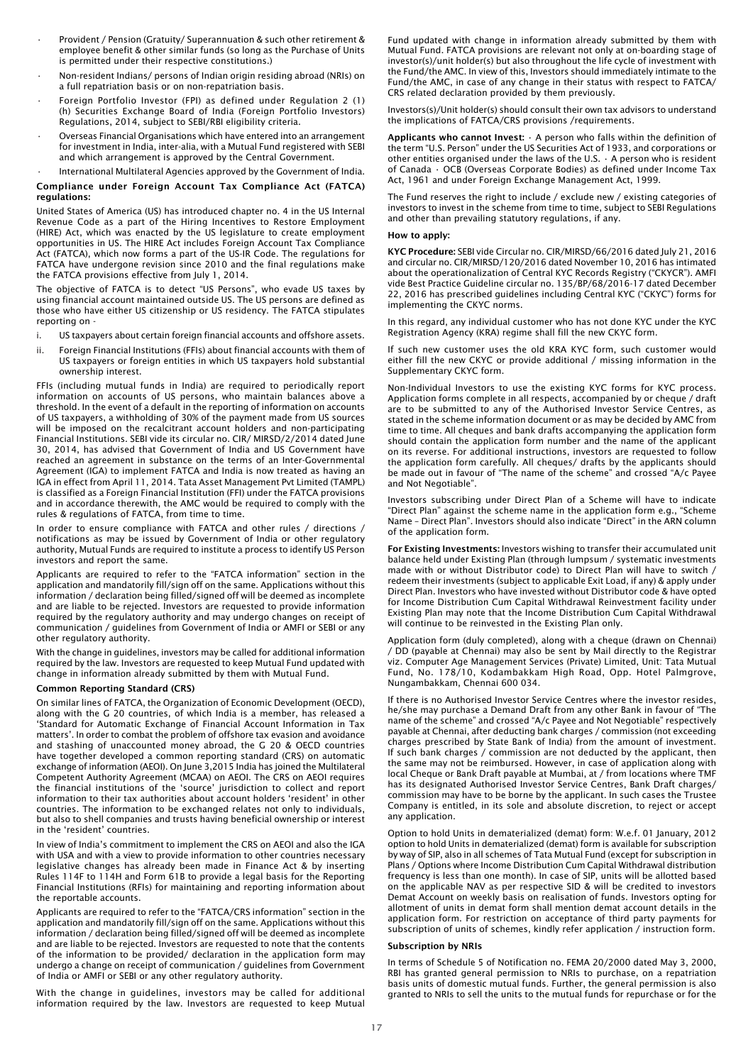- Provident / Pension (Gratuity/ Superannuation & such other retirement & employee benefit & other similar funds (so long as the Purchase of Units is permitted under their respective constitutions.)
- Non-resident Indians/ persons of Indian origin residing abroad (NRIs) on a full repatriation basis or on non-repatriation basis.
- Foreign Portfolio Investor (FPI) as defined under Regulation 2 (1) (h) Securities Exchange Board of India (Foreign Portfolio Investors) Regulations, 2014, subject to SEBI/RBI eligibility criteria.
- Overseas Financial Organisations which have entered into an arrangement for investment in India, inter-alia, with a Mutual Fund registered with SEBI and which arrangement is approved by the Central Government.
- International Multilateral Agencies approved by the Government of India.

**Compliance under Foreign Account Tax Compliance Act (FATCA) regulations:**

United States of America (US) has introduced chapter no. 4 in the US Internal Revenue Code as a part of the Hiring Incentives to Restore Employment (HIRE) Act, which was enacted by the US legislature to create employment opportunities in US. The HIRE Act includes Foreign Account Tax Compliance Act (FATCA), which now forms a part of the US-IR Code. The regulations for FATCA have undergone revision since 2010 and the final regulations make the FATCA provisions effective from July 1, 2014.

The objective of FATCA is to detect "US Persons", who evade US taxes by using financial account maintained outside US. The US persons are defined as those who have either US citizenship or US residency. The FATCA stipulates reporting on -

i. US taxpayers about certain foreign financial accounts and offshore assets.
ii. Foreign Financial Institutions (FFIs) about financial accounts with them of US taxpayers or foreign entities in which US taxpayers hold substantial ownership interest.

FFIs (including mutual funds in India) are required to periodically report information on accounts of US persons, who maintain balances above a threshold. In the event of a default in the reporting of information on accounts of US taxpayers, a withholding of 30% of the payment made from US sources will be imposed on the recalcitrant account holders and non-participating Financial Institutions. SEBI vide its circular no. CIR/ MIRSD/2/2014 dated June 30, 2014, has advised that Government of India and US Government have reached an agreement in substance on the terms of an Inter-Governmental Agreement (IGA) to implement FATCA and India is now treated as having an IGA in effect from April 11, 2014. Tata Asset Management Pvt Limited (TAMPL) is classified as a Foreign Financial Institution (FFI) under the FATCA provisions and in accordance therewith, the AMC would be required to comply with the rules & regulations of FATCA, from time to time.

In order to ensure compliance with FATCA and other rules / directions / notifications as may be issued by Government of India or other regulatory authority, Mutual Funds are required to institute a process to identify US Person investors and report the same.

Applicants are required to refer to the "FATCA information" section in the application and mandatorily fill/sign off on the same. Applications without this information / declaration being filled/signed off will be deemed as incomplete and are liable to be rejected. Investors are requested to provide information required by the regulatory authority and may undergo changes on receipt of communication / guidelines from Government of India or AMFI or SEBI or any other regulatory authority.

With the change in guidelines, investors may be called for additional information required by the law. Investors are requested to keep Mutual Fund updated with change in information already submitted by them with Mutual Fund.

**Common Reporting Standard (CRS)**

On similar lines of FATCA, the Organization of Economic Development (OECD), along with the G 20 countries, of which India is a member, has released a 'Standard for Automatic Exchange of Financial Account Information in Tax matters'. In order to combat the problem of offshore tax evasion and avoidance and stashing of unaccounted money abroad, the G 20 & OECD countries have together developed a common reporting standard (CRS) on automatic exchange of information (AEOI). On June 3,2015 India has joined the Multilateral Competent Authority Agreement (MCAA) on AEOI. The CRS on AEOI requires the financial institutions of the 'source' jurisdiction to collect and report information to their tax authorities about account holders 'resident' in other countries. The information to be exchanged relates not only to individuals, but also to shell companies and trusts having beneficial ownership or interest in the 'resident' countries.

In view of India's commitment to implement the CRS on AEOI and also the IGA with USA and with a view to provide information to other countries necessary legislative changes has already been made in Finance Act & by inserting Rules 114F to 114H and Form 61B to provide a legal basis for the Reporting Financial Institutions (RFIs) for maintaining and reporting information about the reportable accounts.

Applicants are required to refer to the "FATCA/CRS information" section in the application and mandatorily fill/sign off on the same. Applications without this information / declaration being filled/signed off will be deemed as incomplete and are liable to be rejected. Investors are requested to note that the contents of the information to be provided/ declaration in the application form may undergo a change on receipt of communication / guidelines from Government of India or AMFI or SEBI or any other regulatory authority.

With the change in guidelines, investors may be called for additional information required by the law. Investors are requested to keep Mutual Fund updated with change in information already submitted by them with Mutual Fund. FATCA provisions are relevant not only at on-boarding stage of investor(s)/unit holder(s) but also throughout the life cycle of investment with the Fund/the AMC. In view of this, Investors should immediately intimate to the Fund/the AMC, in case of any change in their status with respect to FATCA/ CRS related declaration provided by them previously.

Investors(s)/Unit holder(s) should consult their own tax advisors to understand the implications of FATCA/CRS provisions /requirements.

**Applicants who cannot Invest:** · A person who falls within the definition of the term "U.S. Person" under the US Securities Act of 1933, and corporations or other entities organised under the laws of the U.S. · A person who is resident of Canada · OCB (Overseas Corporate Bodies) as defined under Income Tax Act, 1961 and under Foreign Exchange Management Act, 1999.

The Fund reserves the right to include / exclude new / existing categories of investors to invest in the scheme from time to time, subject to SEBI Regulations and other than prevailing statutory regulations, if any.

**How to apply:**

**KYC Procedure:** SEBI vide Circular no. CIR/MIRSD/66/2016 dated July 21, 2016 and circular no. CIR/MIRSD/120/2016 dated November 10, 2016 has intimated about the operationalization of Central KYC Records Registry ("CKYCR"). AMFI vide Best Practice Guideline circular no. 135/BP/68/2016-17 dated December 22, 2016 has prescribed guidelines including Central KYC ("CKYC") forms for implementing the CKYC norms.

In this regard, any individual customer who has not done KYC under the KYC Registration Agency (KRA) regime shall fill the new CKYC form.

If such new customer uses the old KRA KYC form, such customer would either fill the new CKYC or provide additional / missing information in the Supplementary CKYC form.

Non-Individual Investors to use the existing KYC forms for KYC process. Application forms complete in all respects, accompanied by or cheque / draft are to be submitted to any of the Authorised Investor Service Centres, as stated in the scheme information document or as may be decided by AMC from time to time. All cheques and bank drafts accompanying the application form should contain the application form number and the name of the applicant on its reverse. For additional instructions, investors are requested to follow the application form carefully. All cheques/ drafts by the applicants should be made out in favour of "The name of the scheme" and crossed "A/c Payee and Not Negotiable".

Investors subscribing under Direct Plan of a Scheme will have to indicate "Direct Plan" against the scheme name in the application form e.g., "Scheme Name – Direct Plan". Investors should also indicate "Direct" in the ARN column of the application form.

**For Existing Investments:** Investors wishing to transfer their accumulated unit balance held under Existing Plan (through lumpsum / systematic investments made with or without Distributor code) to Direct Plan will have to switch / redeem their investments (subject to applicable Exit Load, if any) & apply under Direct Plan. Investors who have invested without Distributor code & have opted for Income Distribution Cum Capital Withdrawal Reinvestment facility under Existing Plan may note that the Income Distribution Cum Capital Withdrawal will continue to be reinvested in the Existing Plan only.

Application form (duly completed), along with a cheque (drawn on Chennai) / DD (payable at Chennai) may also be sent by Mail directly to the Registrar viz. Computer Age Management Services (Private) Limited, Unit: Tata Mutual Fund, No. 178/10, Kodambakkam High Road, Opp. Hotel Palmgrove, Nungambakkam, Chennai 600 034.

If there is no Authorised Investor Service Centres where the investor resides, he/she may purchase a Demand Draft from any other Bank in favour of "The name of the scheme" and crossed "A/c Payee and Not Negotiable" respectively payable at Chennai, after deducting bank charges / commission (not exceeding charges prescribed by State Bank of India) from the amount of investment. If such bank charges / commission are not deducted by the applicant, then the same may not be reimbursed. However, in case of application along with local Cheque or Bank Draft payable at Mumbai, at / from locations where TMF has its designated Authorised Investor Service Centres, Bank Draft charges/ commission may have to be borne by the applicant. In such cases the Trustee Company is entitled, in its sole and absolute discretion, to reject or accept any application.

Option to hold Units in dematerialized (demat) form: W.e.f. 01 January, 2012 option to hold Units in dematerialized (demat) form is available for subscription by way of SIP, also in all schemes of Tata Mutual Fund (except for subscription in Plans / Options where Income Distribution Cum Capital Withdrawal distribution frequency is less than one month). In case of SIP, units will be allotted based on the applicable NAV as per respective SID & will be credited to investors Demat Account on weekly basis on realisation of funds. Investors opting for allotment of units in demat form shall mention demat account details in the application form. For restriction on acceptance of third party payments for subscription of units of schemes, kindly refer application / instruction form.

**Subscription by NRIs**

In terms of Schedule 5 of Notification no. FEMA 20/2000 dated May 3, 2000, RBI has granted general permission to NRIs to purchase, on a repatriation basis units of domestic mutual funds. Further, the general permission is also granted to NRIs to sell the units to the mutual funds for repurchase or for the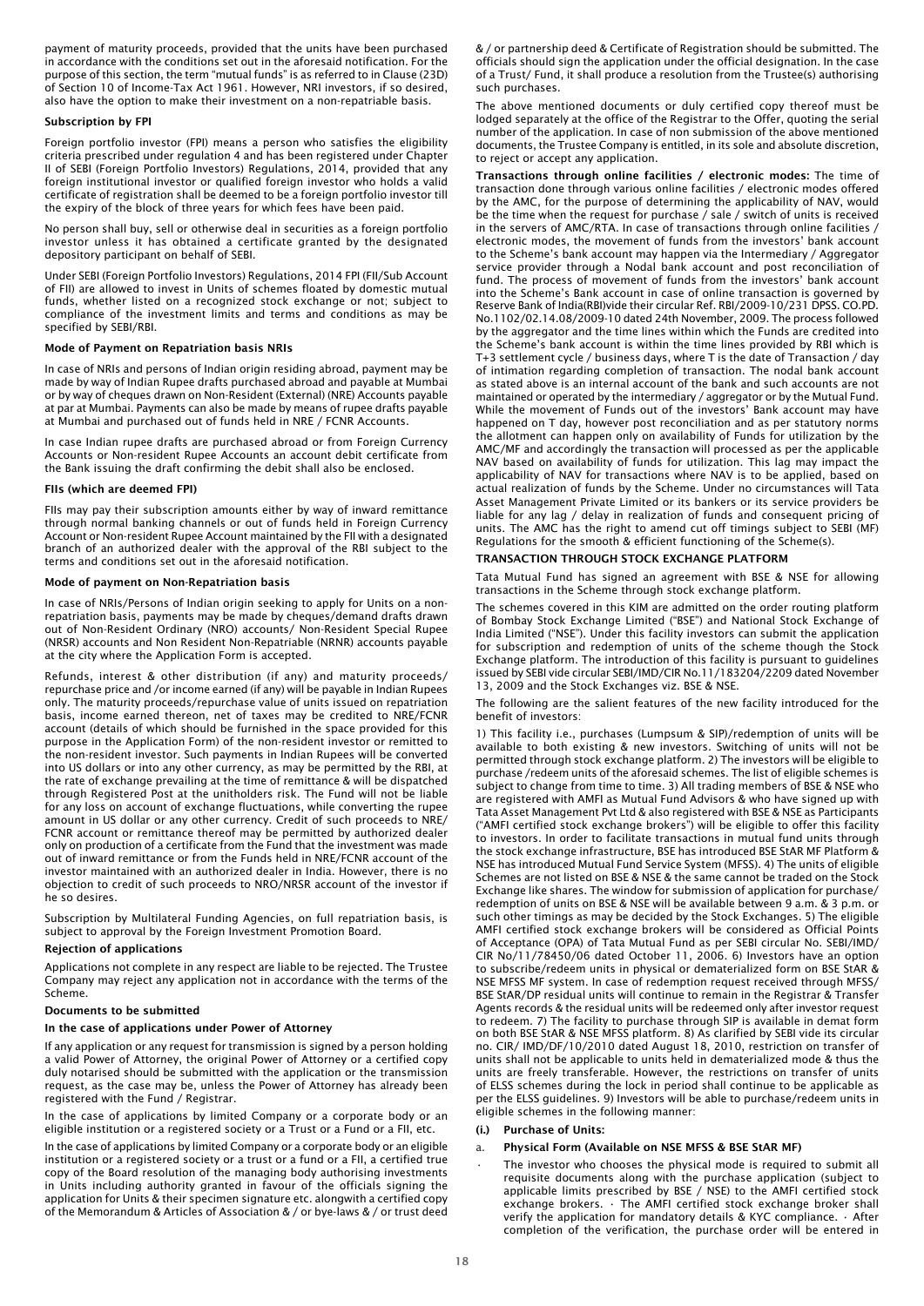payment of maturity proceeds, provided that the units have been purchased in accordance with the conditions set out in the aforesaid notification. For the purpose of this section, the term "mutual funds" is as referred to in Clause (23D) of Section 10 of Income-Tax Act 1961. However, NRI investors, if so desired, also have the option to make their investment on a non-repatriable basis.

**Subscription by FPI**

Foreign portfolio investor (FPI) means a person who satisfies the eligibility criteria prescribed under regulation 4 and has been registered under Chapter II of SEBI (Foreign Portfolio Investors) Regulations, 2014, provided that any foreign institutional investor or qualified foreign investor who holds a valid certificate of registration shall be deemed to be a foreign portfolio investor till the expiry of the block of three years for which fees have been paid.

No person shall buy, sell or otherwise deal in securities as a foreign portfolio investor unless it has obtained a certificate granted by the designated depository participant on behalf of SEBI.

Under SEBI (Foreign Portfolio Investors) Regulations, 2014 FPI (FII/Sub Account of FII) are allowed to invest in Units of schemes floated by domestic mutual funds, whether listed on a recognized stock exchange or not; subject to compliance of the investment limits and terms and conditions as may be specified by SEBI/RBI.

**Mode of Payment on Repatriation basis NRIs**

In case of NRIs and persons of Indian origin residing abroad, payment may be made by way of Indian Rupee drafts purchased abroad and payable at Mumbai or by way of cheques drawn on Non-Resident (External) (NRE) Accounts payable at par at Mumbai. Payments can also be made by means of rupee drafts payable at Mumbai and purchased out of funds held in NRE / FCNR Accounts.

In case Indian rupee drafts are purchased abroad or from Foreign Currency Accounts or Non-resident Rupee Accounts an account debit certificate from the Bank issuing the draft confirming the debit shall also be enclosed.

**FIIs (which are deemed FPI)**

FIIs may pay their subscription amounts either by way of inward remittance through normal banking channels or out of funds held in Foreign Currency Account or Non-resident Rupee Account maintained by the FII with a designated branch of an authorized dealer with the approval of the RBI subject to the terms and conditions set out in the aforesaid notification.

**Mode of payment on Non-Repatriation basis**

In case of NRIs/Persons of Indian origin seeking to apply for Units on a non-repatriation basis, payments may be made by cheques/demand drafts drawn out of Non-Resident Ordinary (NRO) accounts/ Non-Resident Special Rupee (NRSR) accounts and Non Resident Non-Repatriable (NRNR) accounts payable at the city where the Application Form is accepted.

Refunds, interest & other distribution (if any) and maturity proceeds/ repurchase price and /or income earned (if any) will be payable in Indian Rupees only. The maturity proceeds/repurchase value of units issued on repatriation basis, income earned thereon, net of taxes may be credited to NRE/FCNR account (details of which should be furnished in the space provided for this purpose in the Application Form) of the non-resident investor or remitted to the non-resident investor. Such payments in Indian Rupees will be converted into US dollars or into any other currency, as may be permitted by the RBI, at the rate of exchange prevailing at the time of remittance & will be dispatched through Registered Post at the unitholders risk. The Fund will not be liable for any loss on account of exchange fluctuations, while converting the rupee amount in US dollar or any other currency. Credit of such proceeds to NRE/ FCNR account or remittance thereof may be permitted by authorized dealer only on production of a certificate from the Fund that the investment was made out of inward remittance or from the Funds held in NRE/FCNR account of the investor maintained with an authorized dealer in India. However, there is no objection to credit of such proceeds to NRO/NRSR account of the investor if he so desires.

Subscription by Multilateral Funding Agencies, on full repatriation basis, is subject to approval by the Foreign Investment Promotion Board.

**Rejection of applications**

Applications not complete in any respect are liable to be rejected. The Trustee Company may reject any application not in accordance with the terms of the Scheme.

**Documents to be submitted**

**In the case of applications under Power of Attorney**

If any application or any request for transmission is signed by a person holding a valid Power of Attorney, the original Power of Attorney or a certified copy duly notarised should be submitted with the application or the transmission request, as the case may be, unless the Power of Attorney has already been registered with the Fund / Registrar.

In the case of applications by limited Company or a corporate body or an eligible institution or a registered society or a Trust or a Fund or a FII, etc.

In the case of applications by limited Company or a corporate body or an eligible institution or a registered society or a trust or a fund or a FII, a certified true copy of the Board resolution of the managing body authorising investments in Units including authority granted in favour of the officials signing the application for Units & their specimen signature etc. alongwith a certified copy of the Memorandum & Articles of Association & / or bye-laws & / or trust deed & / or partnership deed & Certificate of Registration should be submitted. The officials should sign the application under the official designation. In the case of a Trust/ Fund, it shall produce a resolution from the Trustee(s) authorising such purchases.

The above mentioned documents or duly certified copy thereof must be lodged separately at the office of the Registrar to the Offer, quoting the serial number of the application. In case of non submission of the above mentioned documents, the Trustee Company is entitled, in its sole and absolute discretion, to reject or accept any application.

**Transactions through online facilities / electronic modes:** The time of transaction done through various online facilities / electronic modes offered by the AMC, for the purpose of determining the applicability of NAV, would be the time when the request for purchase / sale / switch of units is received in the servers of AMC/RTA. In case of transactions through online facilities / electronic modes, the movement of funds from the investors' bank account to the Scheme's bank account may happen via the Intermediary / Aggregator service provider through a Nodal bank account and post reconciliation of fund. The process of movement of funds from the investors' bank account into the Scheme's Bank account in case of online transaction is governed by Reserve Bank of India(RBI)vide their circular Ref. RBI/2009-10/231 DPSS. CO.PD. No.1102/02.14.08/2009-10 dated 24th November, 2009. The process followed by the aggregator and the time lines within which the Funds are credited into the Scheme's bank account is within the time lines provided by RBI which is T+3 settlement cycle / business days, where T is the date of Transaction / day of intimation regarding completion of transaction. The nodal bank account as stated above is an internal account of the bank and such accounts are not maintained or operated by the intermediary / aggregator or by the Mutual Fund. While the movement of Funds out of the investors' Bank account may have happened on T day, however post reconciliation and as per statutory norms the allotment can happen only on availability of Funds for utilization by the AMC/MF and accordingly the transaction will processed as per the applicable NAV based on availability of funds for utilization. This lag may impact the applicability of NAV for transactions where NAV is to be applied, based on actual realization of funds by the Scheme. Under no circumstances will Tata Asset Management Private Limited or its bankers or its service providers be liable for any lag / delay in realization of funds and consequent pricing of units. The AMC has the right to amend cut off timings subject to SEBI (MF) Regulations for the smooth & efficient functioning of the Scheme(s).

**TRANSACTION THROUGH STOCK EXCHANGE PLATFORM**

Tata Mutual Fund has signed an agreement with BSE & NSE for allowing transactions in the Scheme through stock exchange platform.

The schemes covered in this KIM are admitted on the order routing platform of Bombay Stock Exchange Limited ("BSE") and National Stock Exchange of India Limited ("NSE"). Under this facility investors can submit the application for subscription and redemption of units of the scheme though the Stock Exchange platform. The introduction of this facility is pursuant to guidelines issued by SEBI vide circular SEBI/IMD/CIR No.11/183204/2209 dated November 13, 2009 and the Stock Exchanges viz. BSE & NSE.

The following are the salient features of the new facility introduced for the benefit of investors:

1) This facility i.e., purchases (Lumpsum & SIP)/redemption of units will be available to both existing & new investors. Switching of units will not be permitted through stock exchange platform. 2) The investors will be eligible to purchase /redeem units of the aforesaid schemes. The list of eligible schemes is subject to change from time to time. 3) All trading members of BSE & NSE who are registered with AMFI as Mutual Fund Advisors & who have signed up with Tata Asset Management Pvt Ltd & also registered with BSE & NSE as Participants ("AMFI certified stock exchange brokers") will be eligible to offer this facility to investors. In order to facilitate transactions in mutual fund units through the stock exchange infrastructure, BSE has introduced BSE StAR MF Platform & NSE has introduced Mutual Fund Service System (MFSS). 4) The units of eligible Schemes are not listed on BSE & NSE & the same cannot be traded on the Stock Exchange like shares. The window for submission of application for purchase/ redemption of units on BSE & NSE will be available between 9 a.m. & 3 p.m. or such other timings as may be decided by the Stock Exchanges. 5) The eligible AMFI certified stock exchange brokers will be considered as Official Points of Acceptance (OPA) of Tata Mutual Fund as per SEBI circular No. SEBI/IMD/ CIR No/11/78450/06 dated October 11, 2006. 6) Investors have an option to subscribe/redeem units in physical or dematerialized form on BSE StAR & NSE MFSS MF system. In case of redemption request received through MFSS/ BSE StAR/DP residual units will continue to remain in the Registrar & Transfer Agents records & the residual units will be redeemed only after investor request to redeem. 7) The facility to purchase through SIP is available in demat form on both BSE StAR & NSE MFSS platform. 8) As clarified by SEBI vide its circular no. CIR/ IMD/DF/10/2010 dated August 18, 2010, restriction on transfer of units shall not be applicable to units held in dematerialized mode & thus the units are freely transferable. However, the restrictions on transfer of units of ELSS schemes during the lock in period shall continue to be applicable as per the ELSS guidelines. 9) Investors will be able to purchase/redeem units in eligible schemes in the following manner:

**(i.) Purchase of Units:**

a. **Physical Form (Available on NSE MFSS & BSE StAR MF)**

- The investor who chooses the physical mode is required to submit all requisite documents along with the purchase application (subject to applicable limits prescribed by BSE / NSE) to the AMFI certified stock exchange brokers. · The AMFI certified stock exchange broker shall verify the application for mandatory details & KYC compliance. · After completion of the verification, the purchase order will be entered in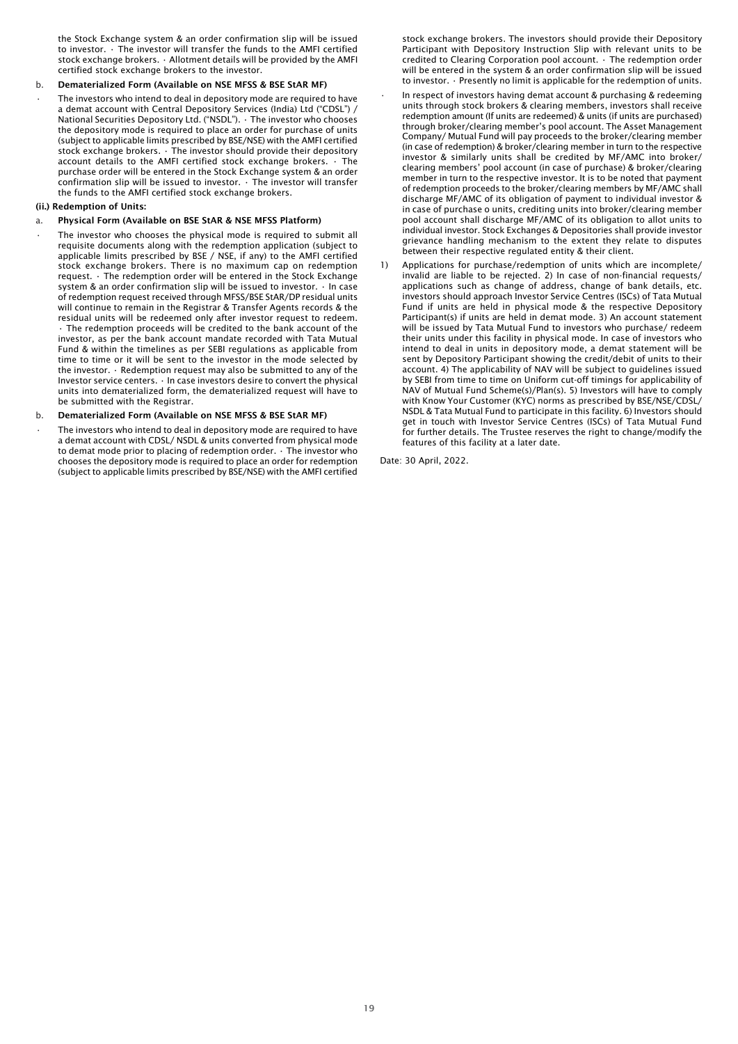the Stock Exchange system & an order confirmation slip will be issued to investor. · The investor will transfer the funds to the AMFI certified stock exchange brokers. · Allotment details will be provided by the AMFI certified stock exchange brokers to the investor.

b. **Dematerialized Form (Available on NSE MFSS & BSE StAR MF)**

- The investors who intend to deal in depository mode are required to have a demat account with Central Depository Services (India) Ltd ("CDSL") / National Securities Depository Ltd. ("NSDL"). · The investor who chooses the depository mode is required to place an order for purchase of units (subject to applicable limits prescribed by BSE/NSE) with the AMFI certified stock exchange brokers. · The investor should provide their depository account details to the AMFI certified stock exchange brokers. · The purchase order will be entered in the Stock Exchange system & an order confirmation slip will be issued to investor. · The investor will transfer the funds to the AMFI certified stock exchange brokers.

**(ii.) Redemption of Units:**

a. **Physical Form (Available on BSE StAR & NSE MFSS Platform)**

- The investor who chooses the physical mode is required to submit all requisite documents along with the redemption application (subject to applicable limits prescribed by BSE / NSE, if any) to the AMFI certified stock exchange brokers. There is no maximum cap on redemption request. · The redemption order will be entered in the Stock Exchange system & an order confirmation slip will be issued to investor. · In case of redemption request received through MFSS/BSE StAR/DP residual units will continue to remain in the Registrar & Transfer Agents records & the residual units will be redeemed only after investor request to redeem. · The redemption proceeds will be credited to the bank account of the investor, as per the bank account mandate recorded with Tata Mutual Fund & within the timelines as per SEBI regulations as applicable from time to time or it will be sent to the investor in the mode selected by the investor. · Redemption request may also be submitted to any of the Investor service centers. · In case investors desire to convert the physical units into dematerialized form, the dematerialized request will have to be submitted with the Registrar.

b. **Dematerialized Form (Available on NSE MFSS & BSE StAR MF)**

- The investors who intend to deal in depository mode are required to have a demat account with CDSL/ NSDL & units converted from physical mode to demat mode prior to placing of redemption order. · The investor who chooses the depository mode is required to place an order for redemption (subject to applicable limits prescribed by BSE/NSE) with the AMFI certified stock exchange brokers. The investors should provide their Depository Participant with Depository Instruction Slip with relevant units to be credited to Clearing Corporation pool account. · The redemption order will be entered in the system & an order confirmation slip will be issued to investor. · Presently no limit is applicable for the redemption of units.
- In respect of investors having demat account & purchasing & redeeming units through stock brokers & clearing members, investors shall receive redemption amount (If units are redeemed) & units (if units are purchased) through broker/clearing member's pool account. The Asset Management Company/ Mutual Fund will pay proceeds to the broker/clearing member (in case of redemption) & broker/clearing member in turn to the respective investor & similarly units shall be credited by MF/AMC into broker/ clearing members' pool account (in case of purchase) & broker/clearing member in turn to the respective investor. It is to be noted that payment of redemption proceeds to the broker/clearing members by MF/AMC shall discharge MF/AMC of its obligation of payment to individual investor & in case of purchase o units, crediting units into broker/clearing member pool account shall discharge MF/AMC of its obligation to allot units to individual investor. Stock Exchanges & Depositories shall provide investor grievance handling mechanism to the extent they relate to disputes between their respective regulated entity & their client.

1) Applications for purchase/redemption of units which are incomplete/ invalid are liable to be rejected. 2) In case of non-financial requests/ applications such as change of address, change of bank details, etc. investors should approach Investor Service Centres (ISCs) of Tata Mutual Fund if units are held in physical mode & the respective Depository Participant(s) if units are held in demat mode. 3) An account statement will be issued by Tata Mutual Fund to investors who purchase/ redeem their units under this facility in physical mode. In case of investors who intend to deal in units in depository mode, a demat statement will be sent by Depository Participant showing the credit/debit of units to their account. 4) The applicability of NAV will be subject to guidelines issued by SEBI from time to time on Uniform cut-off timings for applicability of NAV of Mutual Fund Scheme(s)/Plan(s). 5) Investors will have to comply with Know Your Customer (KYC) norms as prescribed by BSE/NSE/CDSL/ NSDL & Tata Mutual Fund to participate in this facility. 6) Investors should get in touch with Investor Service Centres (ISCs) of Tata Mutual Fund for further details. The Trustee reserves the right to change/modify the features of this facility at a later date.

Date: 30 April, 2022.